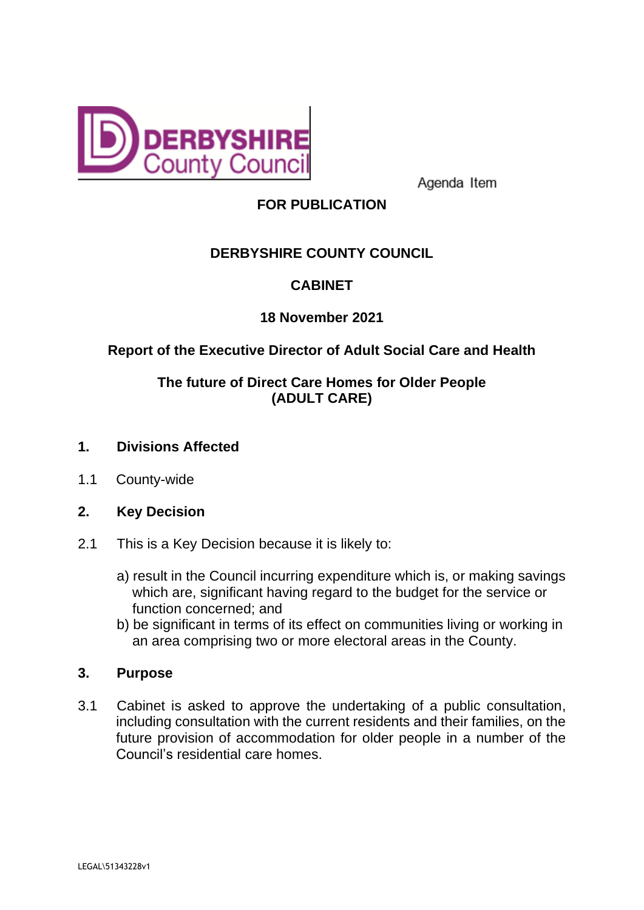Agenda Item

**FOR PUBLICATION**

# DERBYSHIRE COUNTY COUNCIL

## CABINET

**18 November 2021**

**Report of the Executive Director of Adult Social Care and Health**

**The future of Direct Care Homes for Older People (ADULT CARE)**

## 1. Divisions Affected

1.1 County-wide

## 2. Key Decision

2.1 This is a Key Decision because it is likely to:

a) result in the Council incurring expenditure which is, or making savings which are, significant having regard to the budget for the service or function concerned; and

b) be significant in terms of its effect on communities living or working in an area comprising two or more electoral areas in the County.

## 3. Purpose

3.1 Cabinet is asked to approve the undertaking of a public consultation, including consultation with the current residents and their families, on the future provision of accommodation for older people in a number of the Council's residential care homes.

LEGAL\51343228v1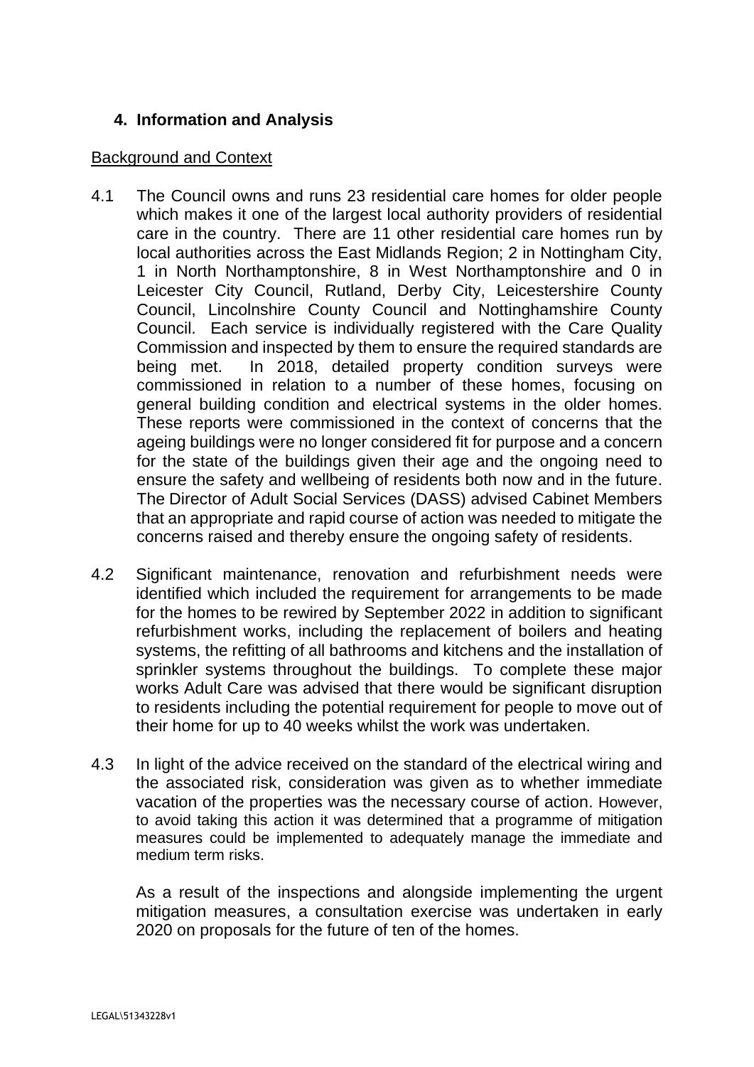## 4. Information and Analysis

Background and Context

4.1 The Council owns and runs 23 residential care homes for older people which makes it one of the largest local authority providers of residential care in the country. There are 11 other residential care homes run by local authorities across the East Midlands Region; 2 in Nottingham City, 1 in North Northamptonshire, 8 in West Northamptonshire and 0 in Leicester City Council, Rutland, Derby City, Leicestershire County Council, Lincolnshire County Council and Nottinghamshire County Council. Each service is individually registered with the Care Quality Commission and inspected by them to ensure the required standards are being met. In 2018, detailed property condition surveys were commissioned in relation to a number of these homes, focusing on general building condition and electrical systems in the older homes. These reports were commissioned in the context of concerns that the ageing buildings were no longer considered fit for purpose and a concern for the state of the buildings given their age and the ongoing need to ensure the safety and wellbeing of residents both now and in the future. The Director of Adult Social Services (DASS) advised Cabinet Members that an appropriate and rapid course of action was needed to mitigate the concerns raised and thereby ensure the ongoing safety of residents.

4.2 Significant maintenance, renovation and refurbishment needs were identified which included the requirement for arrangements to be made for the homes to be rewired by September 2022 in addition to significant refurbishment works, including the replacement of boilers and heating systems, the refitting of all bathrooms and kitchens and the installation of sprinkler systems throughout the buildings. To complete these major works Adult Care was advised that there would be significant disruption to residents including the potential requirement for people to move out of their home for up to 40 weeks whilst the work was undertaken.

4.3 In light of the advice received on the standard of the electrical wiring and the associated risk, consideration was given as to whether immediate vacation of the properties was the necessary course of action. However, to avoid taking this action it was determined that a programme of mitigation measures could be implemented to adequately manage the immediate and medium term risks.

As a result of the inspections and alongside implementing the urgent mitigation measures, a consultation exercise was undertaken in early 2020 on proposals for the future of ten of the homes.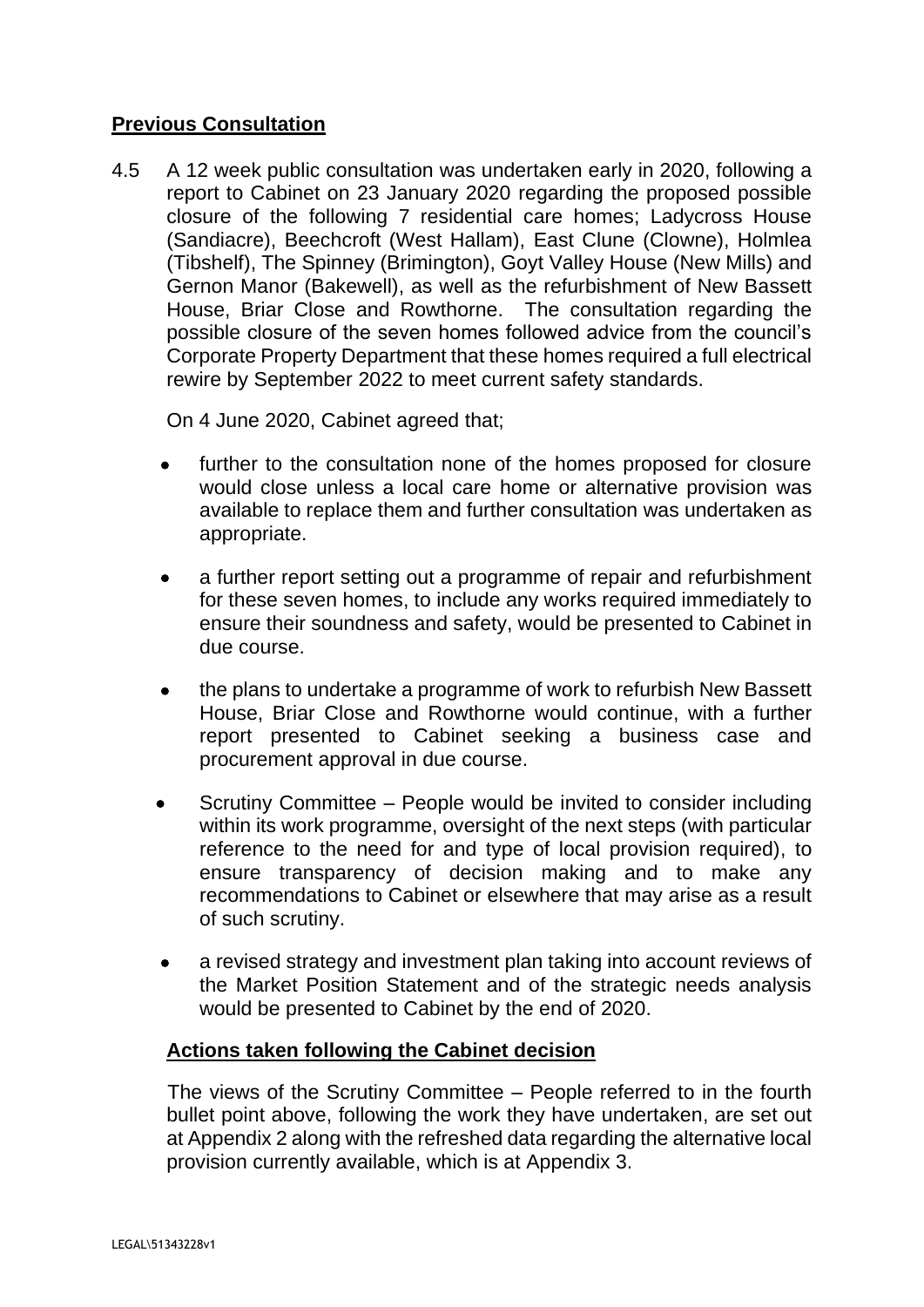## Previous Consultation

4.5 A 12 week public consultation was undertaken early in 2020, following a report to Cabinet on 23 January 2020 regarding the proposed possible closure of the following 7 residential care homes; Ladycross House (Sandiacre), Beechcroft (West Hallam), East Clune (Clowne), Holmlea (Tibshelf), The Spinney (Brimington), Goyt Valley House (New Mills) and Gernon Manor (Bakewell), as well as the refurbishment of New Bassett House, Briar Close and Rowthorne. The consultation regarding the possible closure of the seven homes followed advice from the council's Corporate Property Department that these homes required a full electrical rewire by September 2022 to meet current safety standards.

On 4 June 2020, Cabinet agreed that;

- further to the consultation none of the homes proposed for closure would close unless a local care home or alternative provision was available to replace them and further consultation was undertaken as appropriate.
- a further report setting out a programme of repair and refurbishment for these seven homes, to include any works required immediately to ensure their soundness and safety, would be presented to Cabinet in due course.
- the plans to undertake a programme of work to refurbish New Bassett House, Briar Close and Rowthorne would continue, with a further report presented to Cabinet seeking a business case and procurement approval in due course.
- Scrutiny Committee – People would be invited to consider including within its work programme, oversight of the next steps (with particular reference to the need for and type of local provision required), to ensure transparency of decision making and to make any recommendations to Cabinet or elsewhere that may arise as a result of such scrutiny.
- a revised strategy and investment plan taking into account reviews of the Market Position Statement and of the strategic needs analysis would be presented to Cabinet by the end of 2020.

### Actions taken following the Cabinet decision

The views of the Scrutiny Committee – People referred to in the fourth bullet point above, following the work they have undertaken, are set out at Appendix 2 along with the refreshed data regarding the alternative local provision currently available, which is at Appendix 3.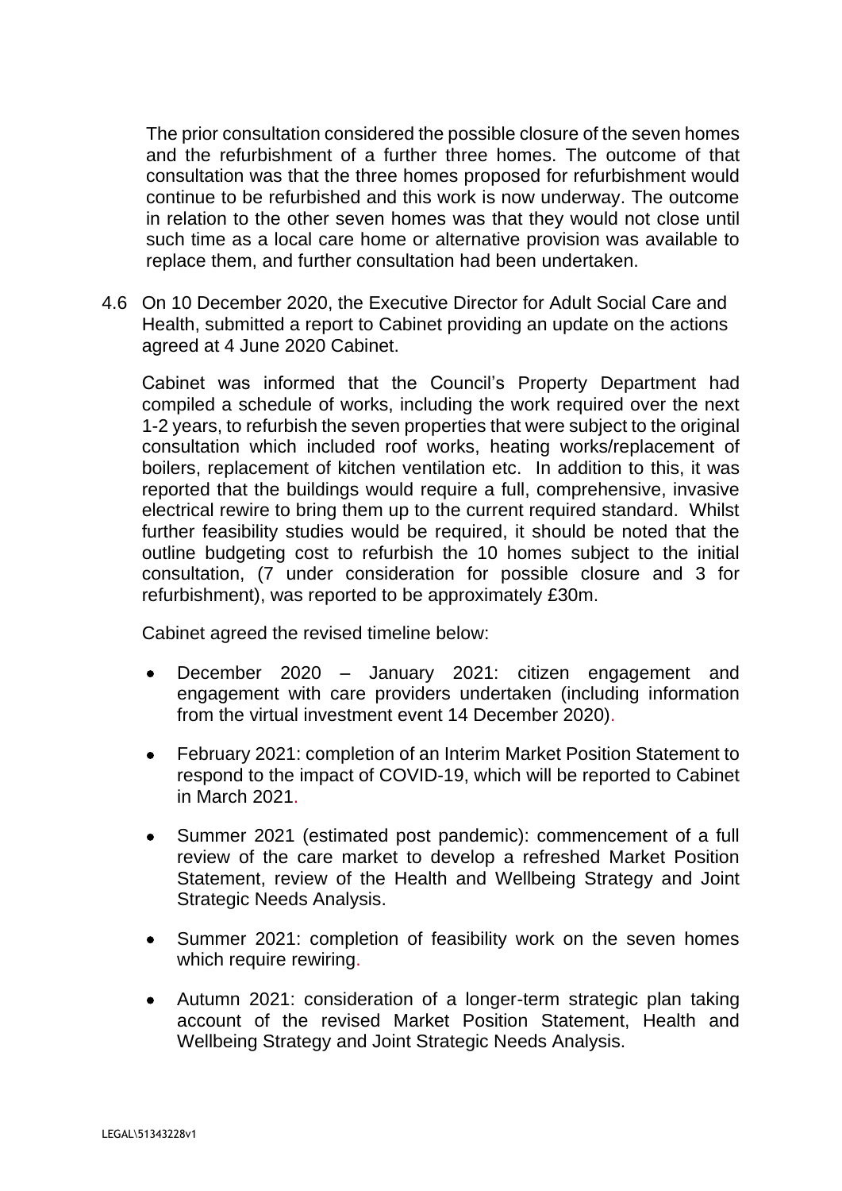The prior consultation considered the possible closure of the seven homes and the refurbishment of a further three homes. The outcome of that consultation was that the three homes proposed for refurbishment would continue to be refurbished and this work is now underway. The outcome in relation to the other seven homes was that they would not close until such time as a local care home or alternative provision was available to replace them, and further consultation had been undertaken.

4.6 On 10 December 2020, the Executive Director for Adult Social Care and Health, submitted a report to Cabinet providing an update on the actions agreed at 4 June 2020 Cabinet.

Cabinet was informed that the Council's Property Department had compiled a schedule of works, including the work required over the next 1-2 years, to refurbish the seven properties that were subject to the original consultation which included roof works, heating works/replacement of boilers, replacement of kitchen ventilation etc. In addition to this, it was reported that the buildings would require a full, comprehensive, invasive electrical rewire to bring them up to the current required standard. Whilst further feasibility studies would be required, it should be noted that the outline budgeting cost to refurbish the 10 homes subject to the initial consultation, (7 under consideration for possible closure and 3 for refurbishment), was reported to be approximately £30m.

Cabinet agreed the revised timeline below:

- December 2020 – January 2021: citizen engagement and engagement with care providers undertaken (including information from the virtual investment event 14 December 2020).
- February 2021: completion of an Interim Market Position Statement to respond to the impact of COVID-19, which will be reported to Cabinet in March 2021.
- Summer 2021 (estimated post pandemic): commencement of a full review of the care market to develop a refreshed Market Position Statement, review of the Health and Wellbeing Strategy and Joint Strategic Needs Analysis.
- Summer 2021: completion of feasibility work on the seven homes which require rewiring.
- Autumn 2021: consideration of a longer-term strategic plan taking account of the revised Market Position Statement, Health and Wellbeing Strategy and Joint Strategic Needs Analysis.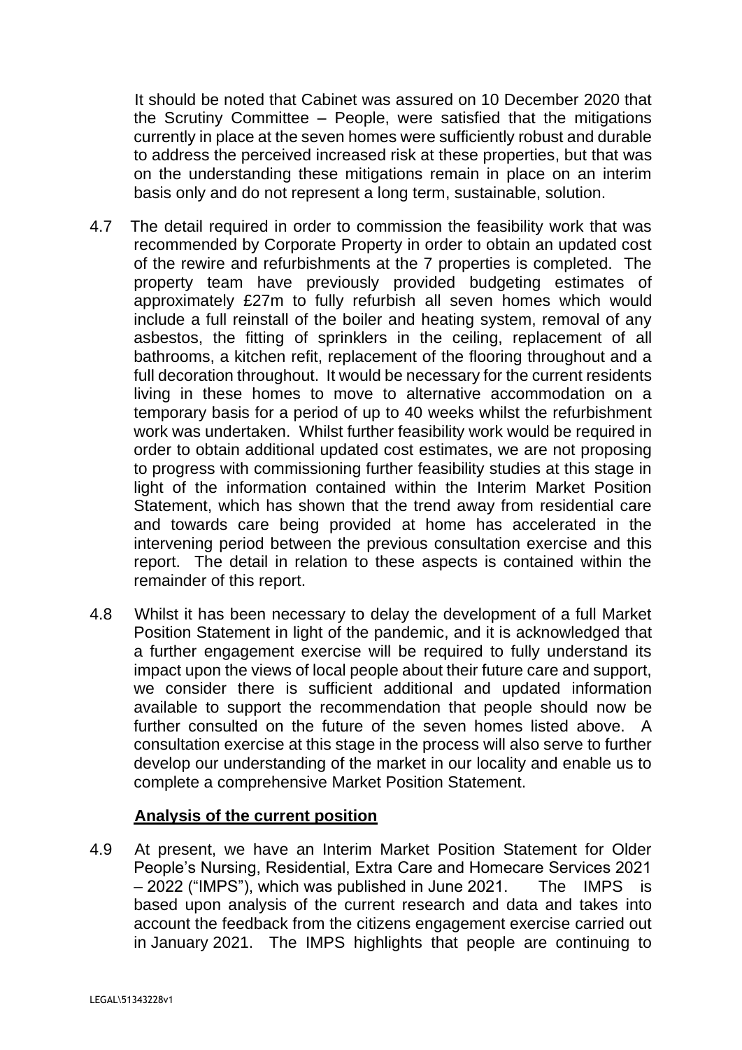It should be noted that Cabinet was assured on 10 December 2020 that the Scrutiny Committee – People, were satisfied that the mitigations currently in place at the seven homes were sufficiently robust and durable to address the perceived increased risk at these properties, but that was on the understanding these mitigations remain in place on an interim basis only and do not represent a long term, sustainable, solution.

4.7 The detail required in order to commission the feasibility work that was recommended by Corporate Property in order to obtain an updated cost of the rewire and refurbishments at the 7 properties is completed. The property team have previously provided budgeting estimates of approximately £27m to fully refurbish all seven homes which would include a full reinstall of the boiler and heating system, removal of any asbestos, the fitting of sprinklers in the ceiling, replacement of all bathrooms, a kitchen refit, replacement of the flooring throughout and a full decoration throughout. It would be necessary for the current residents living in these homes to move to alternative accommodation on a temporary basis for a period of up to 40 weeks whilst the refurbishment work was undertaken. Whilst further feasibility work would be required in order to obtain additional updated cost estimates, we are not proposing to progress with commissioning further feasibility studies at this stage in light of the information contained within the Interim Market Position Statement, which has shown that the trend away from residential care and towards care being provided at home has accelerated in the intervening period between the previous consultation exercise and this report. The detail in relation to these aspects is contained within the remainder of this report.

4.8 Whilst it has been necessary to delay the development of a full Market Position Statement in light of the pandemic, and it is acknowledged that a further engagement exercise will be required to fully understand its impact upon the views of local people about their future care and support, we consider there is sufficient additional and updated information available to support the recommendation that people should now be further consulted on the future of the seven homes listed above. A consultation exercise at this stage in the process will also serve to further develop our understanding of the market in our locality and enable us to complete a comprehensive Market Position Statement.

**Analysis of the current position**

4.9 At present, we have an Interim Market Position Statement for Older People's Nursing, Residential, Extra Care and Homecare Services 2021 – 2022 ("IMPS"), which was published in June 2021. The IMPS is based upon analysis of the current research and data and takes into account the feedback from the citizens engagement exercise carried out in January 2021. The IMPS highlights that people are continuing to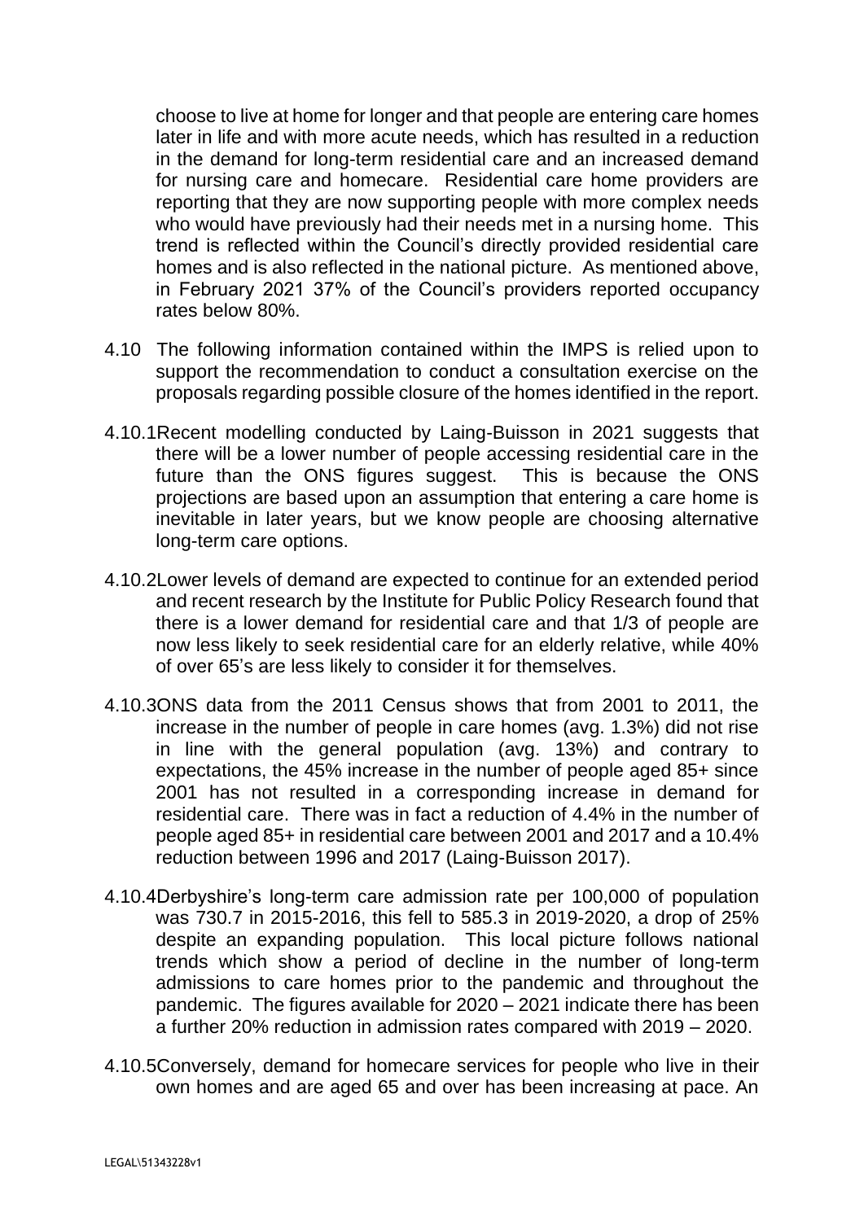choose to live at home for longer and that people are entering care homes later in life and with more acute needs, which has resulted in a reduction in the demand for long-term residential care and an increased demand for nursing care and homecare. Residential care home providers are reporting that they are now supporting people with more complex needs who would have previously had their needs met in a nursing home. This trend is reflected within the Council's directly provided residential care homes and is also reflected in the national picture. As mentioned above, in February 2021 37% of the Council's providers reported occupancy rates below 80%.

4.10 The following information contained within the IMPS is relied upon to support the recommendation to conduct a consultation exercise on the proposals regarding possible closure of the homes identified in the report.

4.10.1 Recent modelling conducted by Laing-Buisson in 2021 suggests that there will be a lower number of people accessing residential care in the future than the ONS figures suggest. This is because the ONS projections are based upon an assumption that entering a care home is inevitable in later years, but we know people are choosing alternative long-term care options.

4.10.2 Lower levels of demand are expected to continue for an extended period and recent research by the Institute for Public Policy Research found that there is a lower demand for residential care and that 1/3 of people are now less likely to seek residential care for an elderly relative, while 40% of over 65's are less likely to consider it for themselves.

4.10.3 ONS data from the 2011 Census shows that from 2001 to 2011, the increase in the number of people in care homes (avg. 1.3%) did not rise in line with the general population (avg. 13%) and contrary to expectations, the 45% increase in the number of people aged 85+ since 2001 has not resulted in a corresponding increase in demand for residential care. There was in fact a reduction of 4.4% in the number of people aged 85+ in residential care between 2001 and 2017 and a 10.4% reduction between 1996 and 2017 (Laing-Buisson 2017).

4.10.4 Derbyshire's long-term care admission rate per 100,000 of population was 730.7 in 2015-2016, this fell to 585.3 in 2019-2020, a drop of 25% despite an expanding population. This local picture follows national trends which show a period of decline in the number of long-term admissions to care homes prior to the pandemic and throughout the pandemic. The figures available for 2020 – 2021 indicate there has been a further 20% reduction in admission rates compared with 2019 – 2020.

4.10.5 Conversely, demand for homecare services for people who live in their own homes and are aged 65 and over has been increasing at pace. An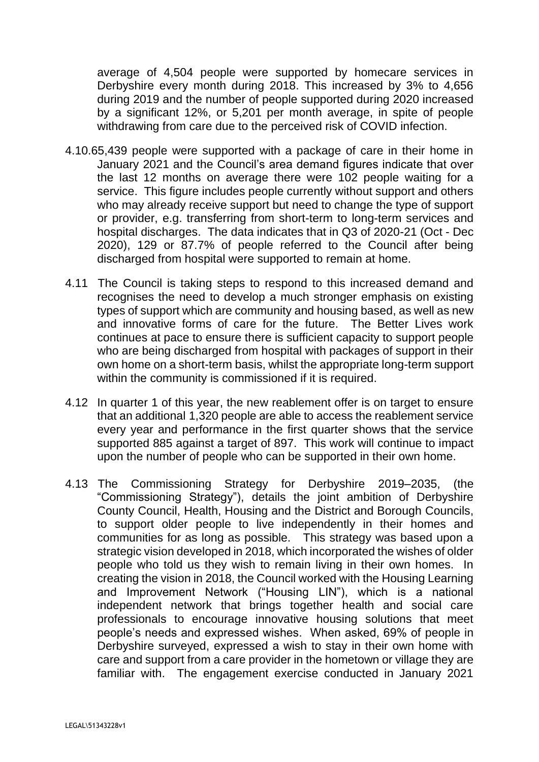average of 4,504 people were supported by homecare services in Derbyshire every month during 2018. This increased by 3% to 4,656 during 2019 and the number of people supported during 2020 increased by a significant 12%, or 5,201 per month average, in spite of people withdrawing from care due to the perceived risk of COVID infection.

4.10.6 5,439 people were supported with a package of care in their home in January 2021 and the Council's area demand figures indicate that over the last 12 months on average there were 102 people waiting for a service. This figure includes people currently without support and others who may already receive support but need to change the type of support or provider, e.g. transferring from short-term to long-term services and hospital discharges. The data indicates that in Q3 of 2020-21 (Oct - Dec 2020), 129 or 87.7% of people referred to the Council after being discharged from hospital were supported to remain at home.

4.11 The Council is taking steps to respond to this increased demand and recognises the need to develop a much stronger emphasis on existing types of support which are community and housing based, as well as new and innovative forms of care for the future. The Better Lives work continues at pace to ensure there is sufficient capacity to support people who are being discharged from hospital with packages of support in their own home on a short-term basis, whilst the appropriate long-term support within the community is commissioned if it is required.

4.12 In quarter 1 of this year, the new reablement offer is on target to ensure that an additional 1,320 people are able to access the reablement service every year and performance in the first quarter shows that the service supported 885 against a target of 897. This work will continue to impact upon the number of people who can be supported in their own home.

4.13 The Commissioning Strategy for Derbyshire 2019–2035, (the "Commissioning Strategy"), details the joint ambition of Derbyshire County Council, Health, Housing and the District and Borough Councils, to support older people to live independently in their homes and communities for as long as possible. This strategy was based upon a strategic vision developed in 2018, which incorporated the wishes of older people who told us they wish to remain living in their own homes. In creating the vision in 2018, the Council worked with the Housing Learning and Improvement Network ("Housing LIN"), which is a national independent network that brings together health and social care professionals to encourage innovative housing solutions that meet people's needs and expressed wishes. When asked, 69% of people in Derbyshire surveyed, expressed a wish to stay in their own home with care and support from a care provider in the hometown or village they are familiar with. The engagement exercise conducted in January 2021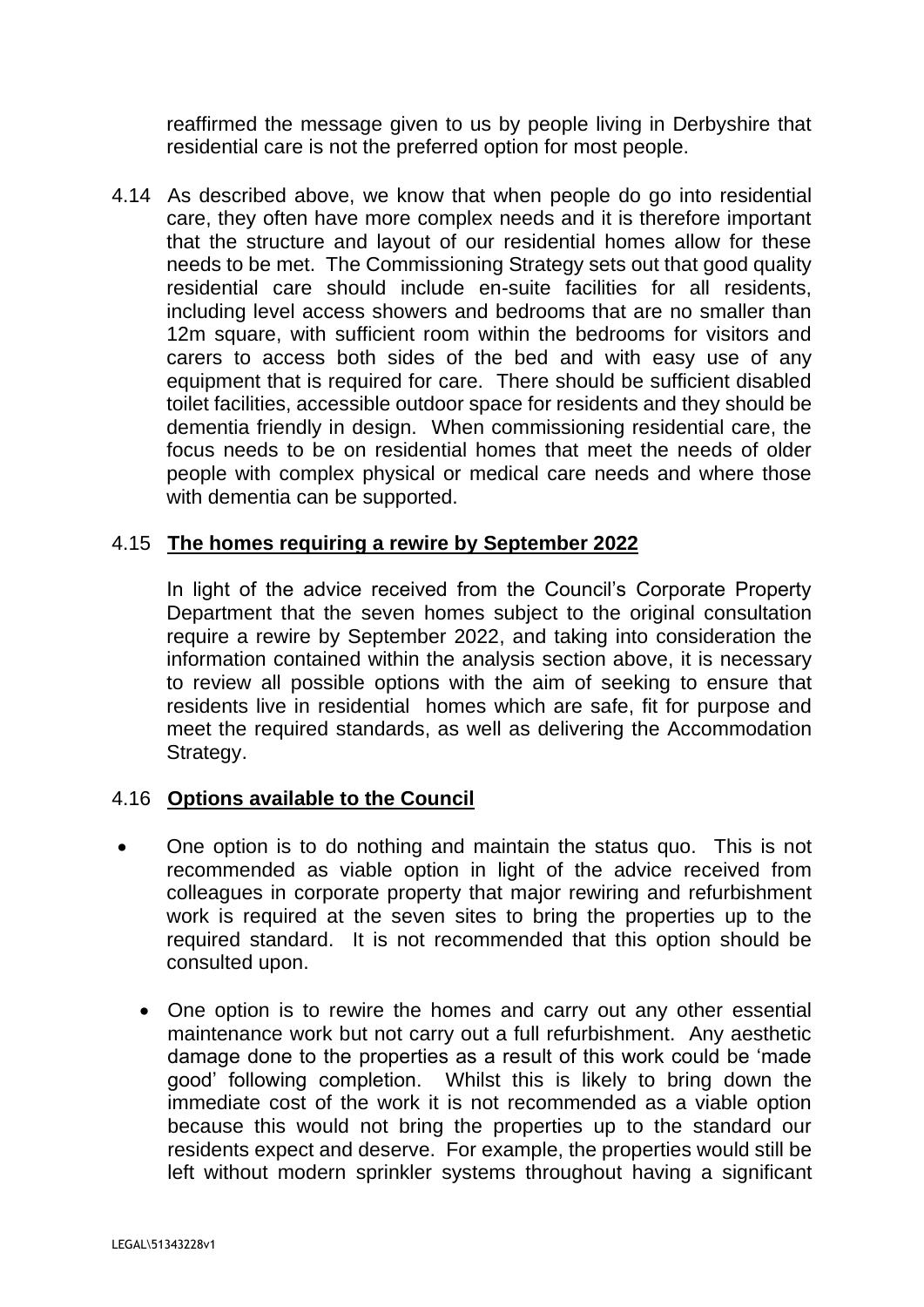reaffirmed the message given to us by people living in Derbyshire that residential care is not the preferred option for most people.

4.14 As described above, we know that when people do go into residential care, they often have more complex needs and it is therefore important that the structure and layout of our residential homes allow for these needs to be met. The Commissioning Strategy sets out that good quality residential care should include en-suite facilities for all residents, including level access showers and bedrooms that are no smaller than 12m square, with sufficient room within the bedrooms for visitors and carers to access both sides of the bed and with easy use of any equipment that is required for care. There should be sufficient disabled toilet facilities, accessible outdoor space for residents and they should be dementia friendly in design. When commissioning residential care, the focus needs to be on residential homes that meet the needs of older people with complex physical or medical care needs and where those with dementia can be supported.

4.15 **The homes requiring a rewire by September 2022**

In light of the advice received from the Council's Corporate Property Department that the seven homes subject to the original consultation require a rewire by September 2022, and taking into consideration the information contained within the analysis section above, it is necessary to review all possible options with the aim of seeking to ensure that residents live in residential homes which are safe, fit for purpose and meet the required standards, as well as delivering the Accommodation Strategy.

4.16 **Options available to the Council**

- One option is to do nothing and maintain the status quo. This is not recommended as viable option in light of the advice received from colleagues in corporate property that major rewiring and refurbishment work is required at the seven sites to bring the properties up to the required standard. It is not recommended that this option should be consulted upon.

- One option is to rewire the homes and carry out any other essential maintenance work but not carry out a full refurbishment. Any aesthetic damage done to the properties as a result of this work could be 'made good' following completion. Whilst this is likely to bring down the immediate cost of the work it is not recommended as a viable option because this would not bring the properties up to the standard our residents expect and deserve. For example, the properties would still be left without modern sprinkler systems throughout having a significant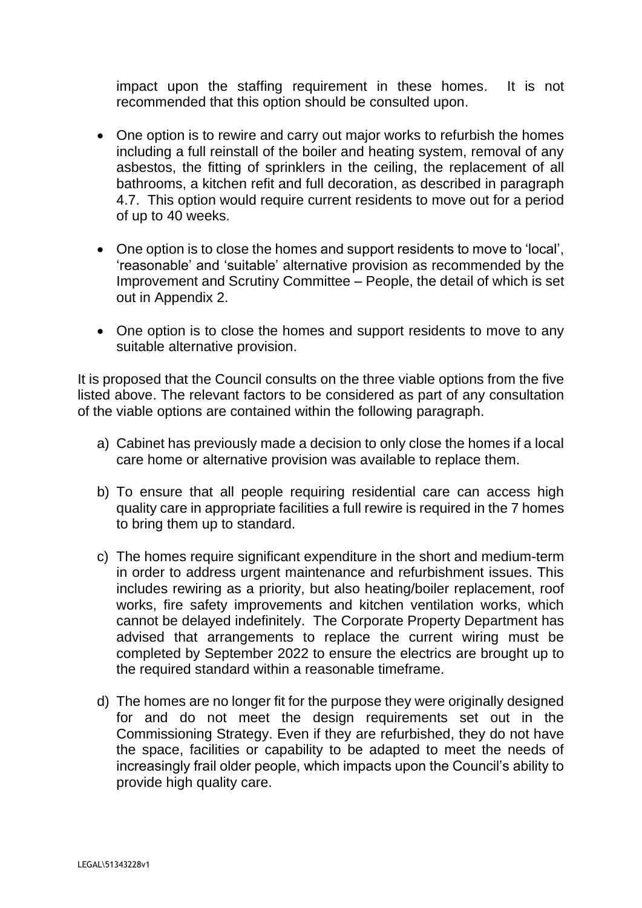impact upon the staffing requirement in these homes. It is not recommended that this option should be consulted upon.

- One option is to rewire and carry out major works to refurbish the homes including a full reinstall of the boiler and heating system, removal of any asbestos, the fitting of sprinklers in the ceiling, the replacement of all bathrooms, a kitchen refit and full decoration, as described in paragraph 4.7. This option would require current residents to move out for a period of up to 40 weeks.

- One option is to close the homes and support residents to move to 'local', 'reasonable' and 'suitable' alternative provision as recommended by the Improvement and Scrutiny Committee – People, the detail of which is set out in Appendix 2.

- One option is to close the homes and support residents to move to any suitable alternative provision.

It is proposed that the Council consults on the three viable options from the five listed above. The relevant factors to be considered as part of any consultation of the viable options are contained within the following paragraph.

a) Cabinet has previously made a decision to only close the homes if a local care home or alternative provision was available to replace them.

b) To ensure that all people requiring residential care can access high quality care in appropriate facilities a full rewire is required in the 7 homes to bring them up to standard.

c) The homes require significant expenditure in the short and medium-term in order to address urgent maintenance and refurbishment issues. This includes rewiring as a priority, but also heating/boiler replacement, roof works, fire safety improvements and kitchen ventilation works, which cannot be delayed indefinitely. The Corporate Property Department has advised that arrangements to replace the current wiring must be completed by September 2022 to ensure the electrics are brought up to the required standard within a reasonable timeframe.

d) The homes are no longer fit for the purpose they were originally designed for and do not meet the design requirements set out in the Commissioning Strategy. Even if they are refurbished, they do not have the space, facilities or capability to be adapted to meet the needs of increasingly frail older people, which impacts upon the Council's ability to provide high quality care.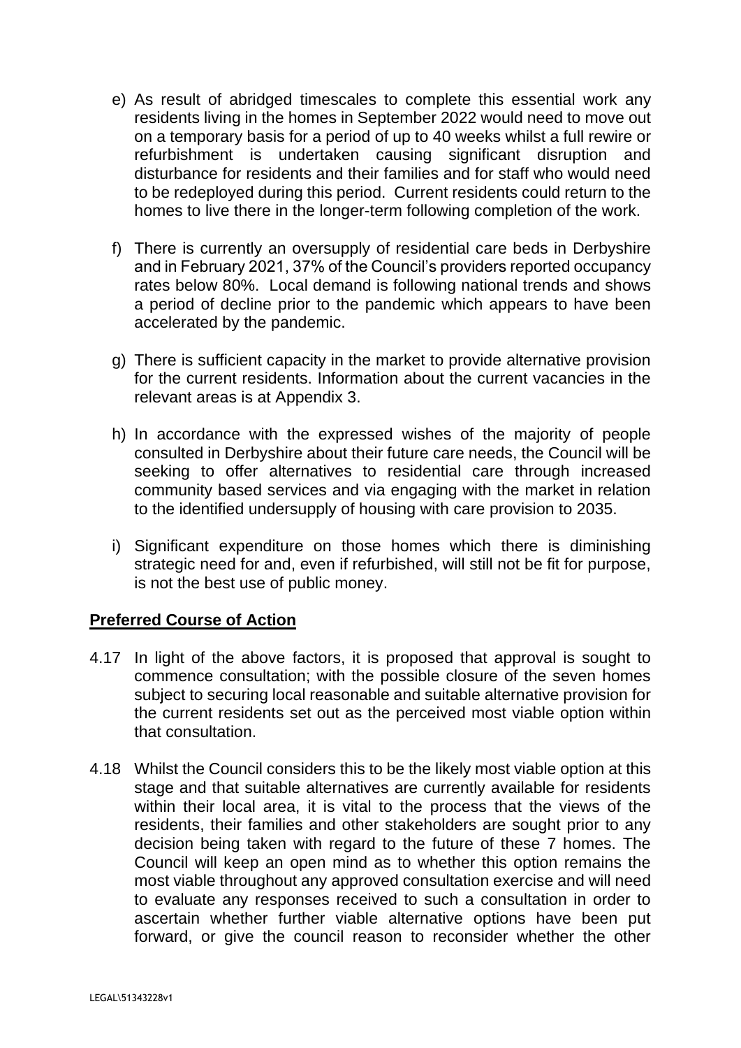e) As result of abridged timescales to complete this essential work any residents living in the homes in September 2022 would need to move out on a temporary basis for a period of up to 40 weeks whilst a full rewire or refurbishment is undertaken causing significant disruption and disturbance for residents and their families and for staff who would need to be redeployed during this period. Current residents could return to the homes to live there in the longer-term following completion of the work.

f) There is currently an oversupply of residential care beds in Derbyshire and in February 2021, 37% of the Council's providers reported occupancy rates below 80%. Local demand is following national trends and shows a period of decline prior to the pandemic which appears to have been accelerated by the pandemic.

g) There is sufficient capacity in the market to provide alternative provision for the current residents. Information about the current vacancies in the relevant areas is at Appendix 3.

h) In accordance with the expressed wishes of the majority of people consulted in Derbyshire about their future care needs, the Council will be seeking to offer alternatives to residential care through increased community based services and via engaging with the market in relation to the identified undersupply of housing with care provision to 2035.

i) Significant expenditure on those homes which there is diminishing strategic need for and, even if refurbished, will still not be fit for purpose, is not the best use of public money.

**Preferred Course of Action**

4.17 In light of the above factors, it is proposed that approval is sought to commence consultation; with the possible closure of the seven homes subject to securing local reasonable and suitable alternative provision for the current residents set out as the perceived most viable option within that consultation.

4.18 Whilst the Council considers this to be the likely most viable option at this stage and that suitable alternatives are currently available for residents within their local area, it is vital to the process that the views of the residents, their families and other stakeholders are sought prior to any decision being taken with regard to the future of these 7 homes. The Council will keep an open mind as to whether this option remains the most viable throughout any approved consultation exercise and will need to evaluate any responses received to such a consultation in order to ascertain whether further viable alternative options have been put forward, or give the council reason to reconsider whether the other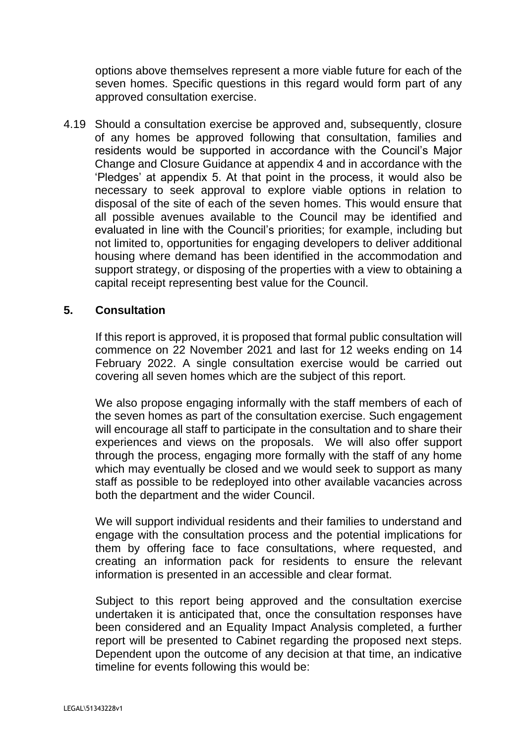options above themselves represent a more viable future for each of the seven homes. Specific questions in this regard would form part of any approved consultation exercise.

4.19 Should a consultation exercise be approved and, subsequently, closure of any homes be approved following that consultation, families and residents would be supported in accordance with the Council's Major Change and Closure Guidance at appendix 4 and in accordance with the 'Pledges' at appendix 5. At that point in the process, it would also be necessary to seek approval to explore viable options in relation to disposal of the site of each of the seven homes. This would ensure that all possible avenues available to the Council may be identified and evaluated in line with the Council's priorities; for example, including but not limited to, opportunities for engaging developers to deliver additional housing where demand has been identified in the accommodation and support strategy, or disposing of the properties with a view to obtaining a capital receipt representing best value for the Council.

## 5. Consultation

If this report is approved, it is proposed that formal public consultation will commence on 22 November 2021 and last for 12 weeks ending on 14 February 2022. A single consultation exercise would be carried out covering all seven homes which are the subject of this report.

We also propose engaging informally with the staff members of each of the seven homes as part of the consultation exercise. Such engagement will encourage all staff to participate in the consultation and to share their experiences and views on the proposals. We will also offer support through the process, engaging more formally with the staff of any home which may eventually be closed and we would seek to support as many staff as possible to be redeployed into other available vacancies across both the department and the wider Council.

We will support individual residents and their families to understand and engage with the consultation process and the potential implications for them by offering face to face consultations, where requested, and creating an information pack for residents to ensure the relevant information is presented in an accessible and clear format.

Subject to this report being approved and the consultation exercise undertaken it is anticipated that, once the consultation responses have been considered and an Equality Impact Analysis completed, a further report will be presented to Cabinet regarding the proposed next steps. Dependent upon the outcome of any decision at that time, an indicative timeline for events following this would be: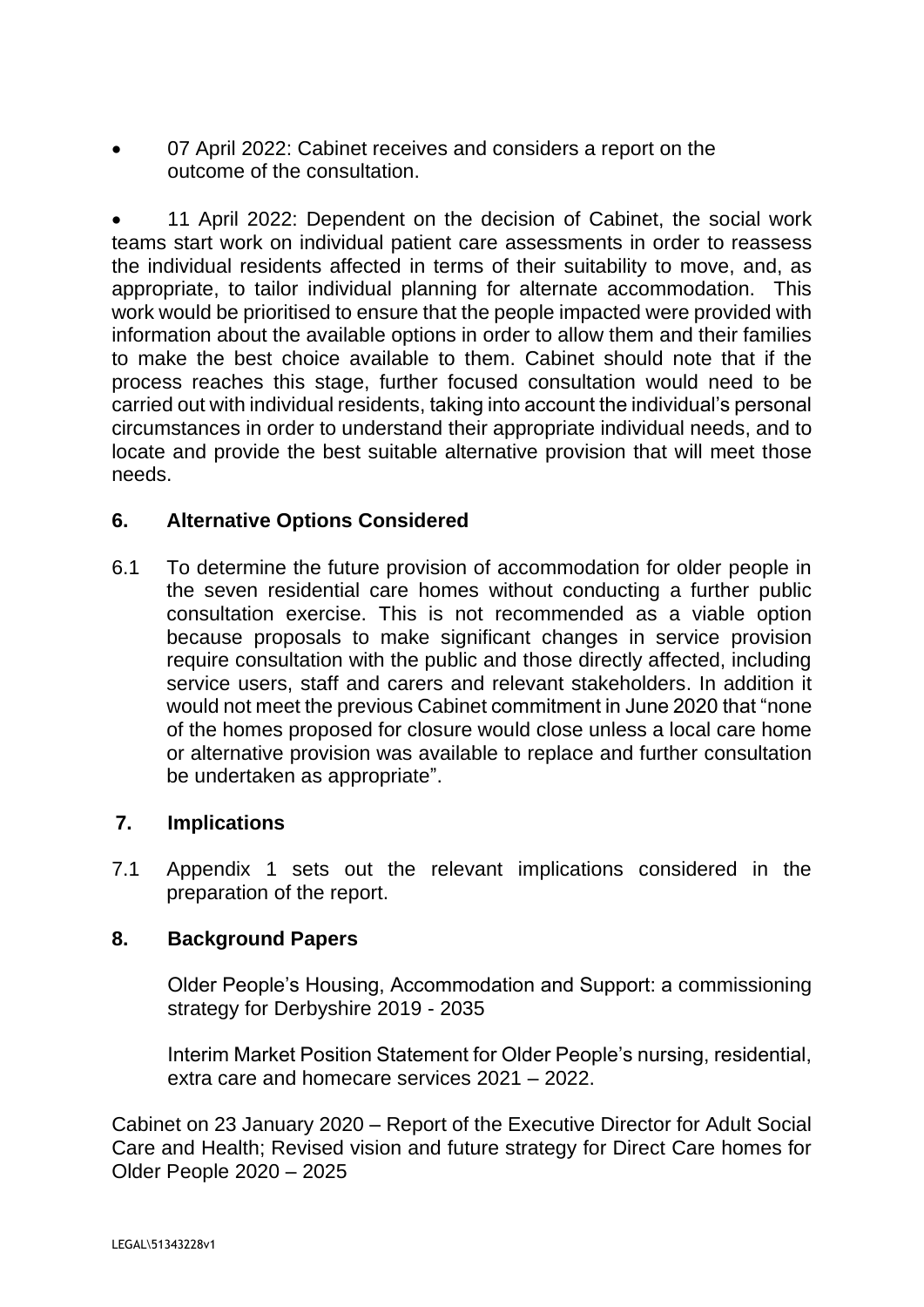- 07 April 2022: Cabinet receives and considers a report on the outcome of the consultation.

- 11 April 2022: Dependent on the decision of Cabinet, the social work teams start work on individual patient care assessments in order to reassess the individual residents affected in terms of their suitability to move, and, as appropriate, to tailor individual planning for alternate accommodation. This work would be prioritised to ensure that the people impacted were provided with information about the available options in order to allow them and their families to make the best choice available to them. Cabinet should note that if the process reaches this stage, further focused consultation would need to be carried out with individual residents, taking into account the individual's personal circumstances in order to understand their appropriate individual needs, and to locate and provide the best suitable alternative provision that will meet those needs.

## 6. Alternative Options Considered

6.1 To determine the future provision of accommodation for older people in the seven residential care homes without conducting a further public consultation exercise. This is not recommended as a viable option because proposals to make significant changes in service provision require consultation with the public and those directly affected, including service users, staff and carers and relevant stakeholders. In addition it would not meet the previous Cabinet commitment in June 2020 that "none of the homes proposed for closure would close unless a local care home or alternative provision was available to replace and further consultation be undertaken as appropriate".

## 7. Implications

7.1 Appendix 1 sets out the relevant implications considered in the preparation of the report.

## 8. Background Papers

Older People's Housing, Accommodation and Support: a commissioning strategy for Derbyshire 2019 - 2035

Interim Market Position Statement for Older People's nursing, residential, extra care and homecare services 2021 – 2022.

Cabinet on 23 January 2020 – Report of the Executive Director for Adult Social Care and Health; Revised vision and future strategy for Direct Care homes for Older People 2020 – 2025

LEGAL\51343228v1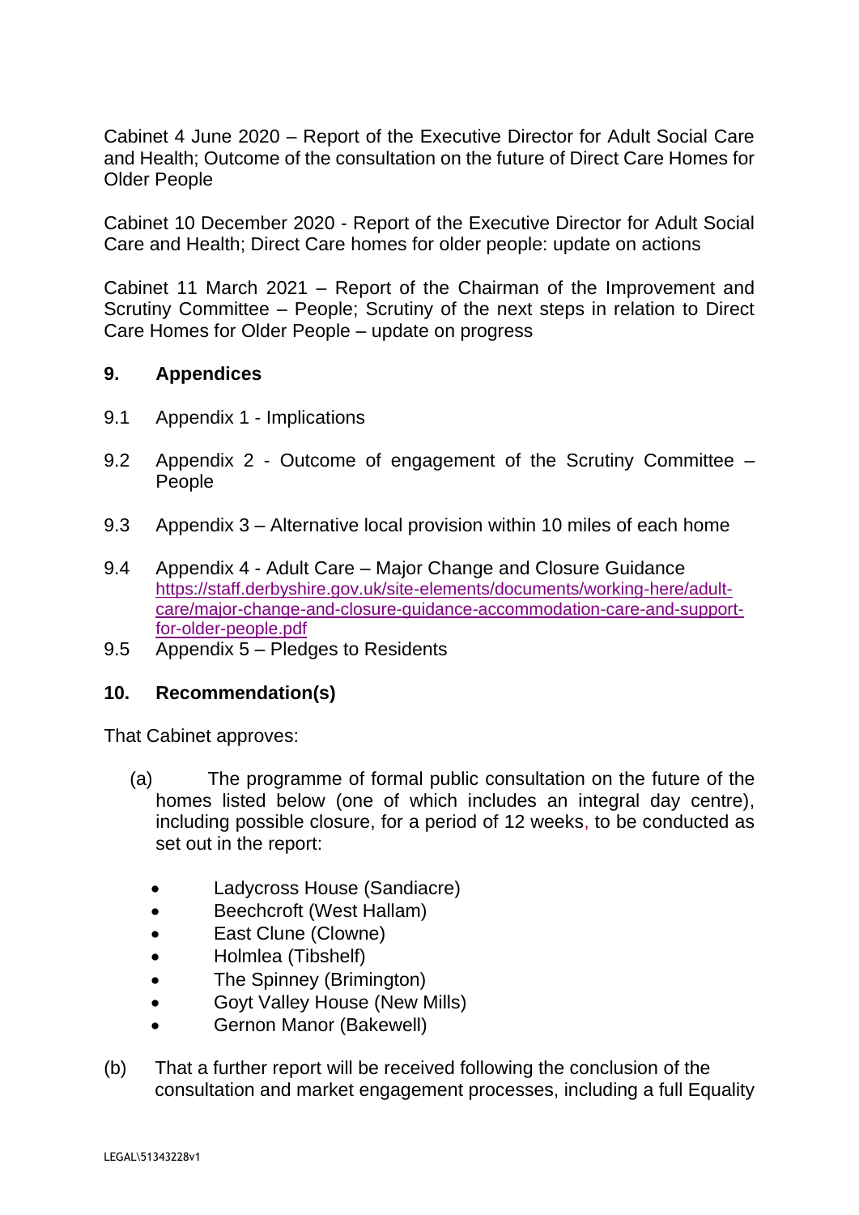Cabinet 4 June 2020 – Report of the Executive Director for Adult Social Care and Health; Outcome of the consultation on the future of Direct Care Homes for Older People

Cabinet 10 December 2020 - Report of the Executive Director for Adult Social Care and Health; Direct Care homes for older people: update on actions

Cabinet 11 March 2021 – Report of the Chairman of the Improvement and Scrutiny Committee – People; Scrutiny of the next steps in relation to Direct Care Homes for Older People – update on progress

## 9. Appendices

9.1 Appendix 1 - Implications

9.2 Appendix 2 - Outcome of engagement of the Scrutiny Committee – People

9.3 Appendix 3 – Alternative local provision within 10 miles of each home

9.4 Appendix 4 - Adult Care – Major Change and Closure Guidance https://staff.derbyshire.gov.uk/site-elements/documents/working-here/adult-care/major-change-and-closure-guidance-accommodation-care-and-support-for-older-people.pdf

9.5 Appendix 5 – Pledges to Residents

## 10. Recommendation(s)

That Cabinet approves:

(a) The programme of formal public consultation on the future of the homes listed below (one of which includes an integral day centre), including possible closure, for a period of 12 weeks, to be conducted as set out in the report:

- Ladycross House (Sandiacre)
- Beechcroft (West Hallam)
- East Clune (Clowne)
- Holmlea (Tibshelf)
- The Spinney (Brimington)
- Goyt Valley House (New Mills)
- Gernon Manor (Bakewell)

(b) That a further report will be received following the conclusion of the consultation and market engagement processes, including a full Equality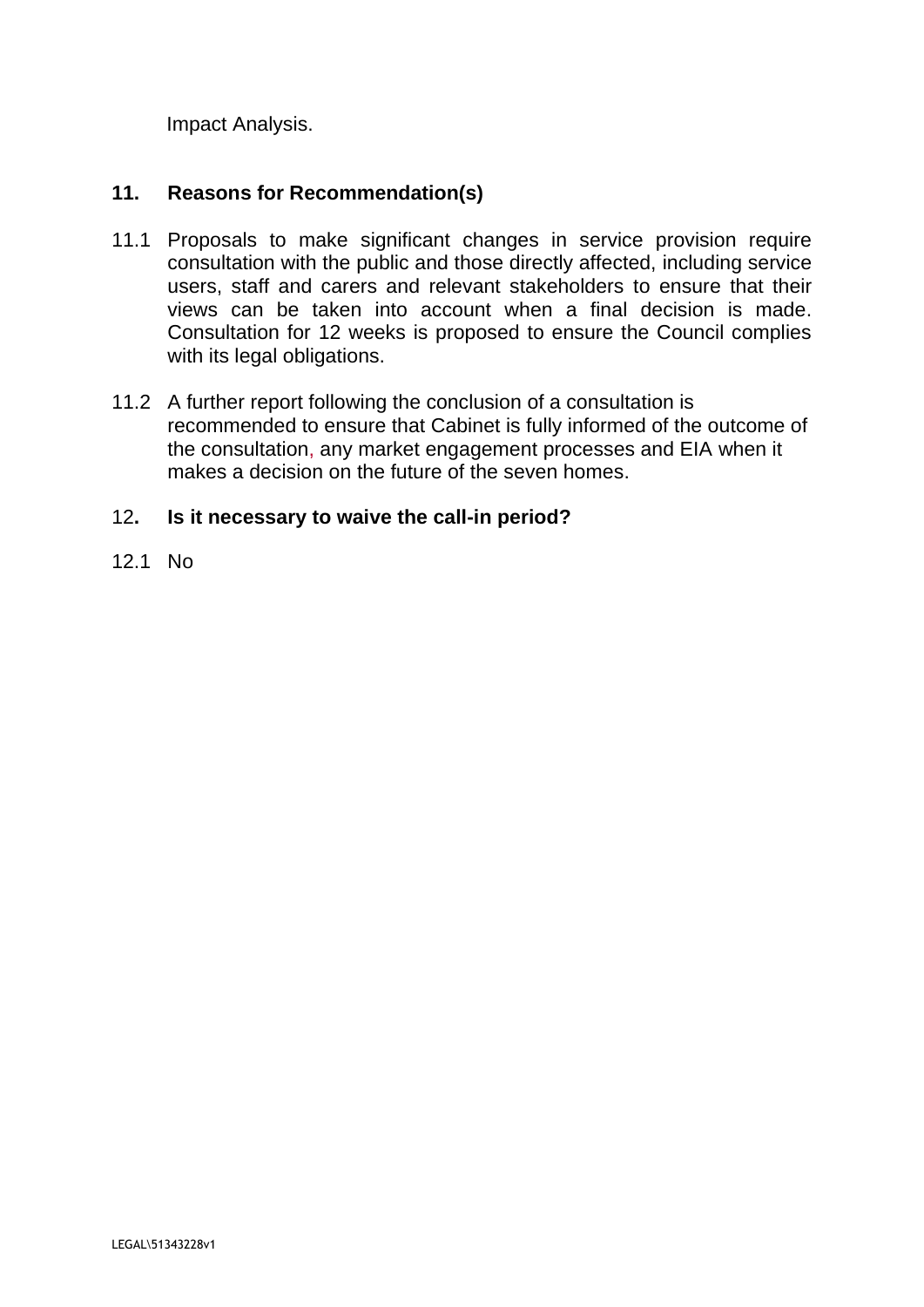Impact Analysis.

## 11. Reasons for Recommendation(s)

11.1 Proposals to make significant changes in service provision require consultation with the public and those directly affected, including service users, staff and carers and relevant stakeholders to ensure that their views can be taken into account when a final decision is made. Consultation for 12 weeks is proposed to ensure the Council complies with its legal obligations.

11.2 A further report following the conclusion of a consultation is recommended to ensure that Cabinet is fully informed of the outcome of the consultation, any market engagement processes and EIA when it makes a decision on the future of the seven homes.

## 12. Is it necessary to waive the call-in period?

12.1 No

LEGAL\51343228v1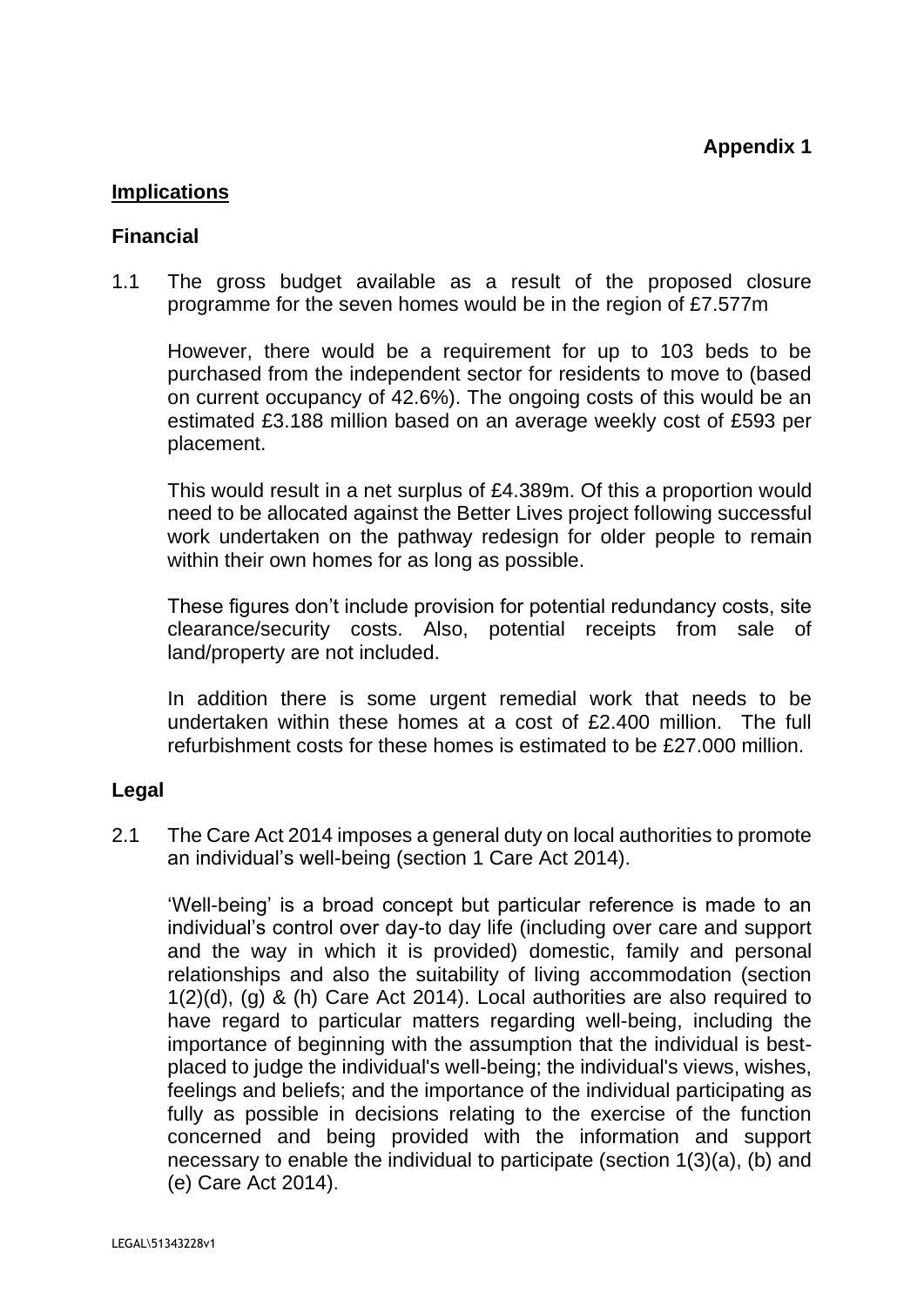**Appendix 1**

## Implications

### Financial

1.1 The gross budget available as a result of the proposed closure programme for the seven homes would be in the region of £7.577m

However, there would be a requirement for up to 103 beds to be purchased from the independent sector for residents to move to (based on current occupancy of 42.6%). The ongoing costs of this would be an estimated £3.188 million based on an average weekly cost of £593 per placement.

This would result in a net surplus of £4.389m. Of this a proportion would need to be allocated against the Better Lives project following successful work undertaken on the pathway redesign for older people to remain within their own homes for as long as possible.

These figures don't include provision for potential redundancy costs, site clearance/security costs. Also, potential receipts from sale of land/property are not included.

In addition there is some urgent remedial work that needs to be undertaken within these homes at a cost of £2.400 million. The full refurbishment costs for these homes is estimated to be £27.000 million.

### Legal

2.1 The Care Act 2014 imposes a general duty on local authorities to promote an individual's well-being (section 1 Care Act 2014).

'Well-being' is a broad concept but particular reference is made to an individual's control over day-to day life (including over care and support and the way in which it is provided) domestic, family and personal relationships and also the suitability of living accommodation (section 1(2)(d), (g) & (h) Care Act 2014). Local authorities are also required to have regard to particular matters regarding well-being, including the importance of beginning with the assumption that the individual is best-placed to judge the individual's well-being; the individual's views, wishes, feelings and beliefs; and the importance of the individual participating as fully as possible in decisions relating to the exercise of the function concerned and being provided with the information and support necessary to enable the individual to participate (section 1(3)(a), (b) and (e) Care Act 2014).

LEGAL\51343228v1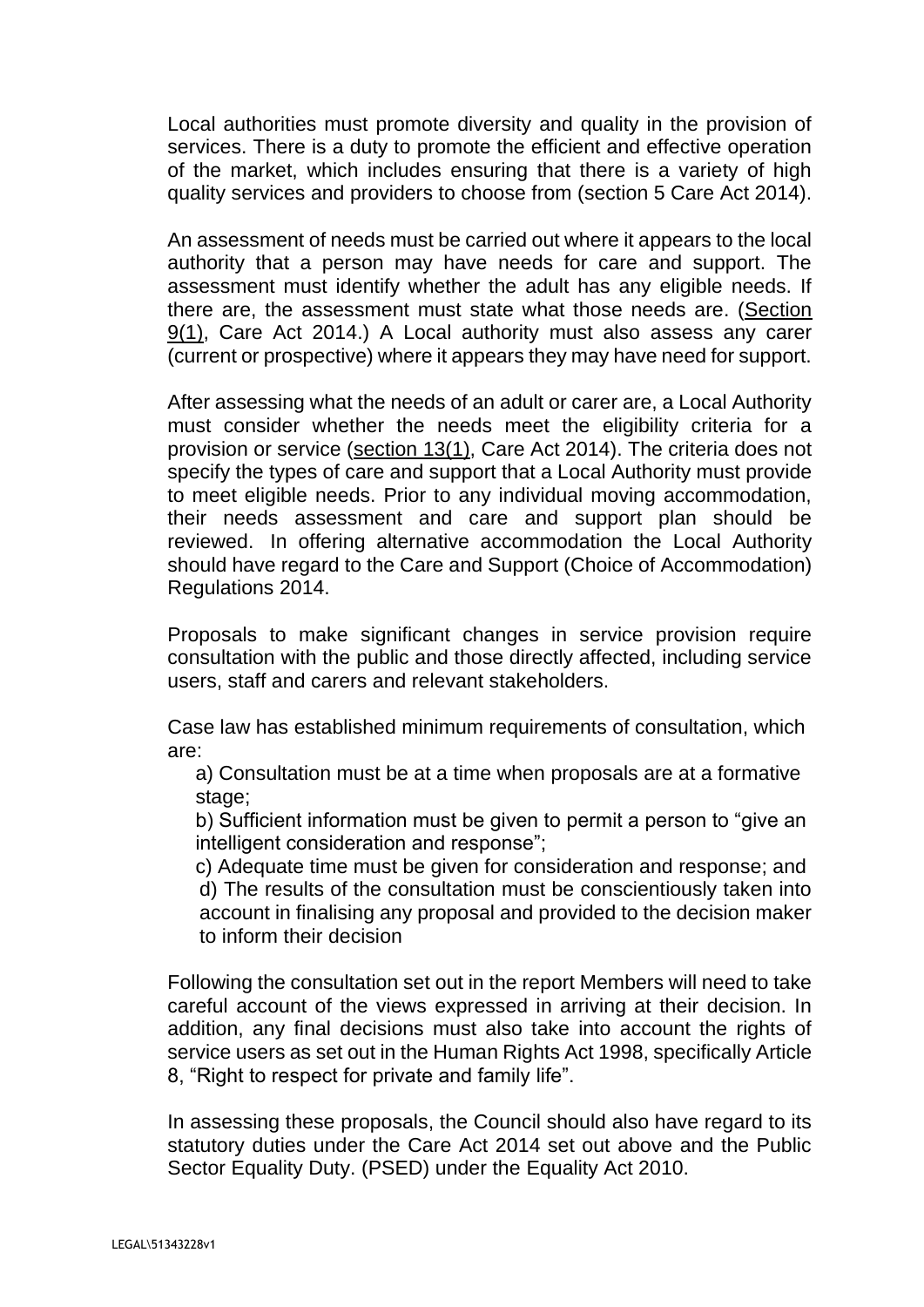Local authorities must promote diversity and quality in the provision of services. There is a duty to promote the efficient and effective operation of the market, which includes ensuring that there is a variety of high quality services and providers to choose from (section 5 Care Act 2014).

An assessment of needs must be carried out where it appears to the local authority that a person may have needs for care and support. The assessment must identify whether the adult has any eligible needs. If there are, the assessment must state what those needs are. (Section 9(1), Care Act 2014.) A Local authority must also assess any carer (current or prospective) where it appears they may have need for support.

After assessing what the needs of an adult or carer are, a Local Authority must consider whether the needs meet the eligibility criteria for a provision or service (section 13(1), Care Act 2014). The criteria does not specify the types of care and support that a Local Authority must provide to meet eligible needs. Prior to any individual moving accommodation, their needs assessment and care and support plan should be reviewed. In offering alternative accommodation the Local Authority should have regard to the Care and Support (Choice of Accommodation) Regulations 2014.

Proposals to make significant changes in service provision require consultation with the public and those directly affected, including service users, staff and carers and relevant stakeholders.

Case law has established minimum requirements of consultation, which are:

a) Consultation must be at a time when proposals are at a formative stage;

b) Sufficient information must be given to permit a person to "give an intelligent consideration and response";

c) Adequate time must be given for consideration and response; and

d) The results of the consultation must be conscientiously taken into account in finalising any proposal and provided to the decision maker to inform their decision

Following the consultation set out in the report Members will need to take careful account of the views expressed in arriving at their decision. In addition, any final decisions must also take into account the rights of service users as set out in the Human Rights Act 1998, specifically Article 8, "Right to respect for private and family life".

In assessing these proposals, the Council should also have regard to its statutory duties under the Care Act 2014 set out above and the Public Sector Equality Duty. (PSED) under the Equality Act 2010.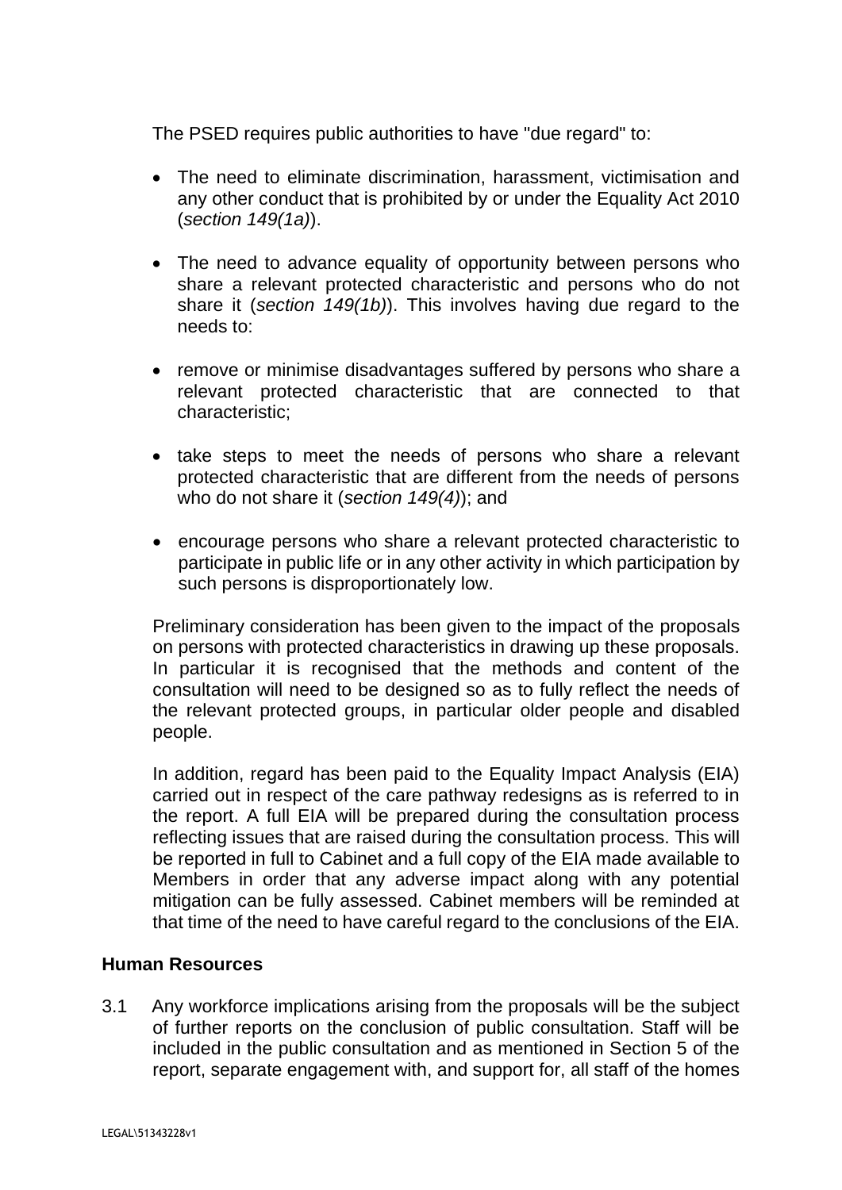The PSED requires public authorities to have "due regard" to:

- The need to eliminate discrimination, harassment, victimisation and any other conduct that is prohibited by or under the Equality Act 2010 (*section 149(1a)*).
- The need to advance equality of opportunity between persons who share a relevant protected characteristic and persons who do not share it (*section 149(1b)*). This involves having due regard to the needs to:
- remove or minimise disadvantages suffered by persons who share a relevant protected characteristic that are connected to that characteristic;
- take steps to meet the needs of persons who share a relevant protected characteristic that are different from the needs of persons who do not share it (*section 149(4)*); and
- encourage persons who share a relevant protected characteristic to participate in public life or in any other activity in which participation by such persons is disproportionately low.

Preliminary consideration has been given to the impact of the proposals on persons with protected characteristics in drawing up these proposals. In particular it is recognised that the methods and content of the consultation will need to be designed so as to fully reflect the needs of the relevant protected groups, in particular older people and disabled people.

In addition, regard has been paid to the Equality Impact Analysis (EIA) carried out in respect of the care pathway redesigns as is referred to in the report. A full EIA will be prepared during the consultation process reflecting issues that are raised during the consultation process. This will be reported in full to Cabinet and a full copy of the EIA made available to Members in order that any adverse impact along with any potential mitigation can be fully assessed. Cabinet members will be reminded at that time of the need to have careful regard to the conclusions of the EIA.

**Human Resources**

3.1 Any workforce implications arising from the proposals will be the subject of further reports on the conclusion of public consultation. Staff will be included in the public consultation and as mentioned in Section 5 of the report, separate engagement with, and support for, all staff of the homes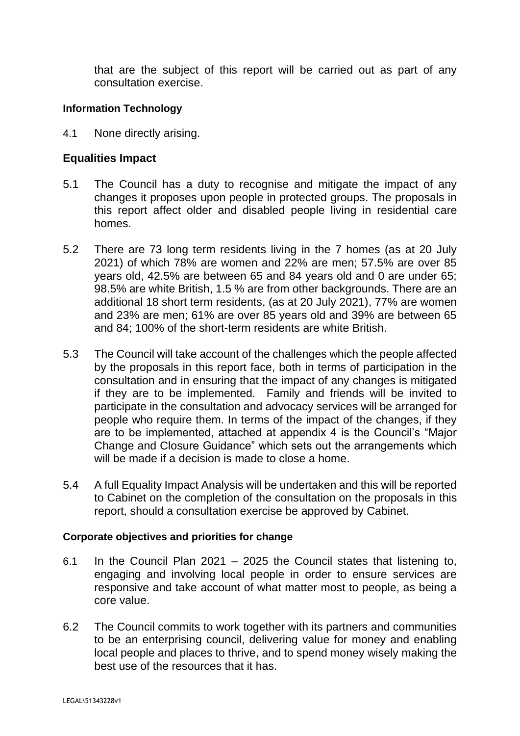that are the subject of this report will be carried out as part of any consultation exercise.

**Information Technology**

4.1 None directly arising.

## Equalities Impact

5.1 The Council has a duty to recognise and mitigate the impact of any changes it proposes upon people in protected groups. The proposals in this report affect older and disabled people living in residential care homes.

5.2 There are 73 long term residents living in the 7 homes (as at 20 July 2021) of which 78% are women and 22% are men; 57.5% are over 85 years old, 42.5% are between 65 and 84 years old and 0 are under 65; 98.5% are white British, 1.5 % are from other backgrounds. There are an additional 18 short term residents, (as at 20 July 2021), 77% are women and 23% are men; 61% are over 85 years old and 39% are between 65 and 84; 100% of the short-term residents are white British.

5.3 The Council will take account of the challenges which the people affected by the proposals in this report face, both in terms of participation in the consultation and in ensuring that the impact of any changes is mitigated if they are to be implemented. Family and friends will be invited to participate in the consultation and advocacy services will be arranged for people who require them. In terms of the impact of the changes, if they are to be implemented, attached at appendix 4 is the Council's "Major Change and Closure Guidance" which sets out the arrangements which will be made if a decision is made to close a home.

5.4 A full Equality Impact Analysis will be undertaken and this will be reported to Cabinet on the completion of the consultation on the proposals in this report, should a consultation exercise be approved by Cabinet.

**Corporate objectives and priorities for change**

6.1 In the Council Plan 2021 – 2025 the Council states that listening to, engaging and involving local people in order to ensure services are responsive and take account of what matter most to people, as being a core value.

6.2 The Council commits to work together with its partners and communities to be an enterprising council, delivering value for money and enabling local people and places to thrive, and to spend money wisely making the best use of the resources that it has.

LEGAL\51343228v1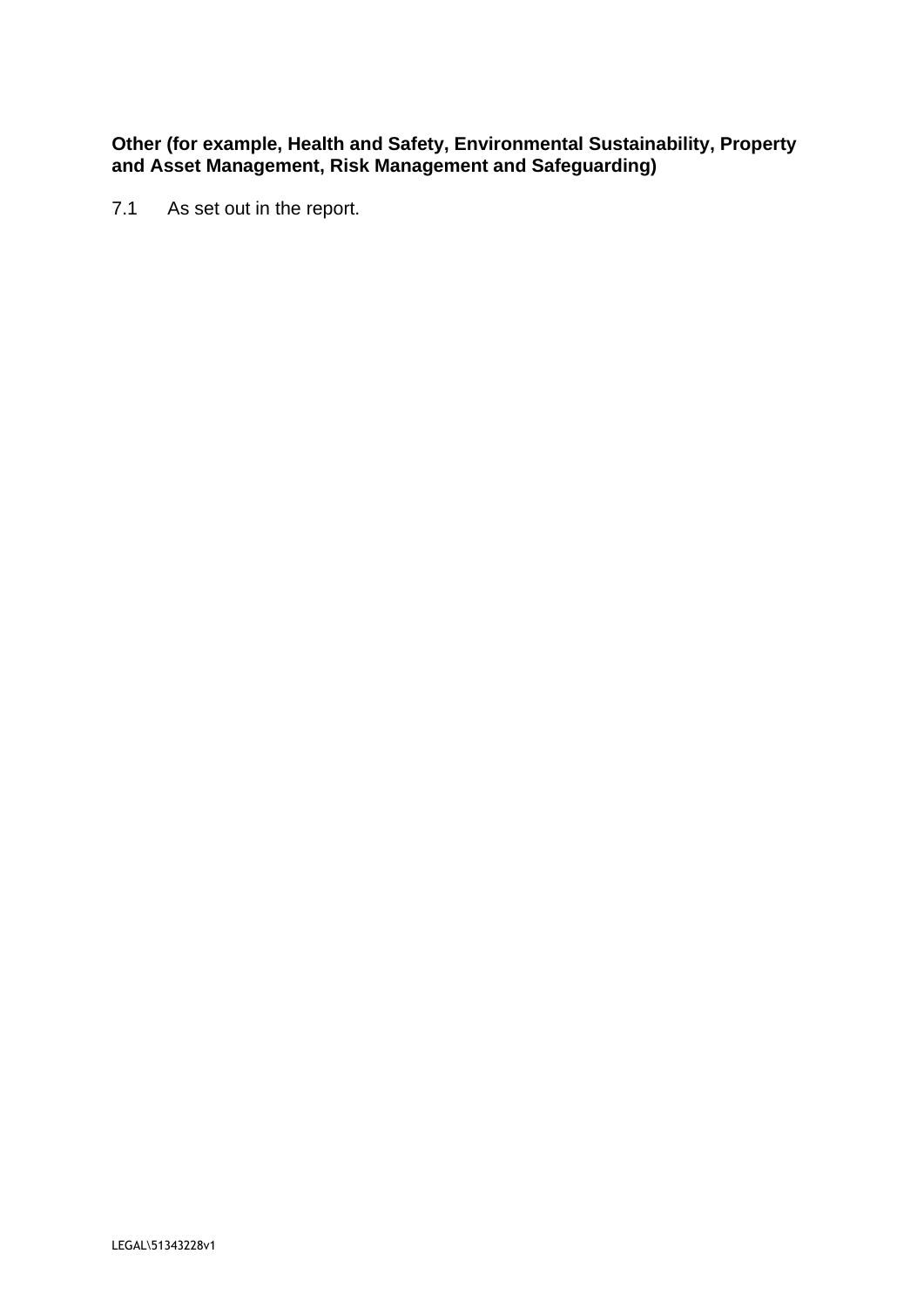**Other (for example, Health and Safety, Environmental Sustainability, Property and Asset Management, Risk Management and Safeguarding)**

7.1 As set out in the report.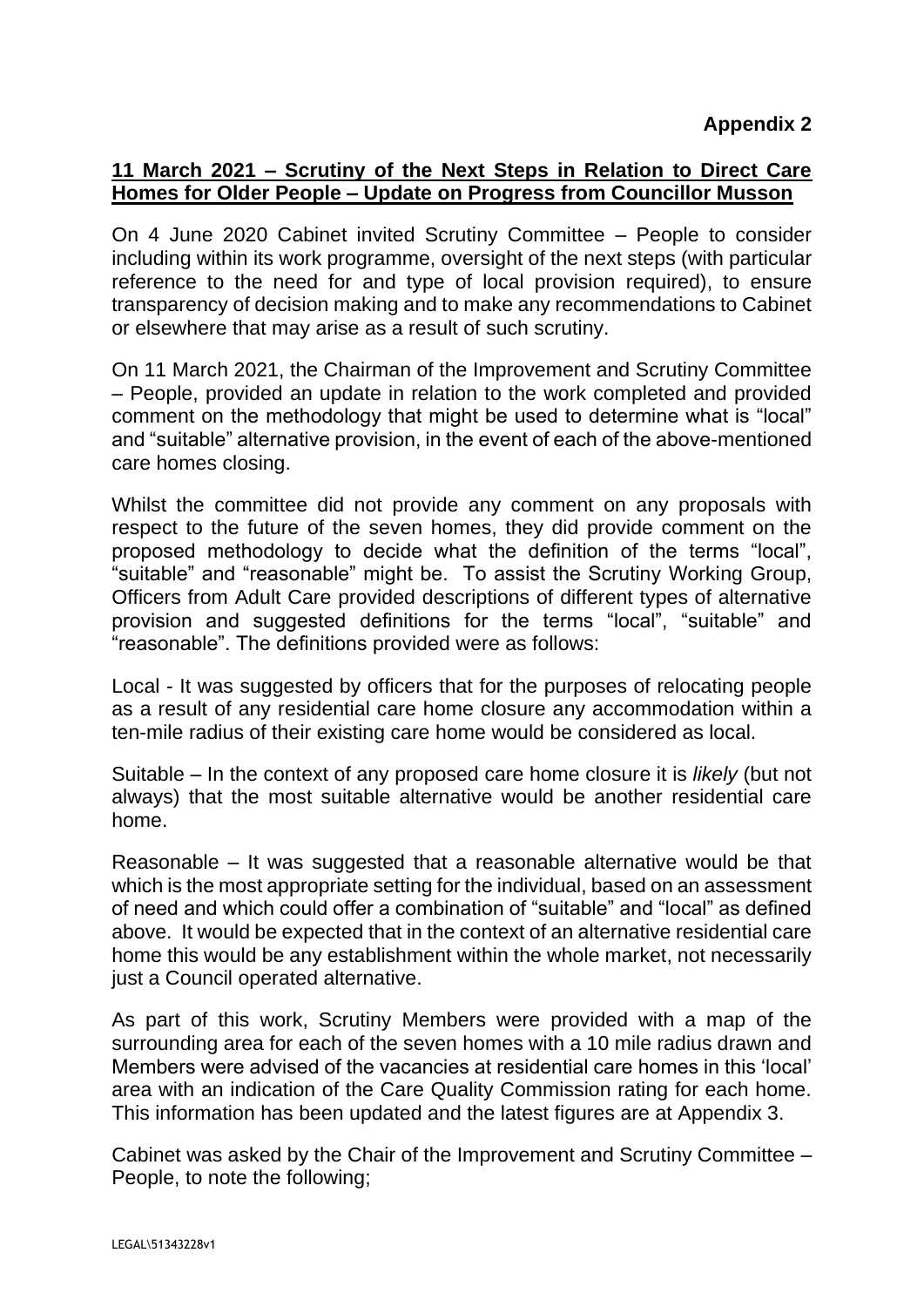**Appendix 2**

**11 March 2021 – Scrutiny of the Next Steps in Relation to Direct Care Homes for Older People – Update on Progress from Councillor Musson**

On 4 June 2020 Cabinet invited Scrutiny Committee – People to consider including within its work programme, oversight of the next steps (with particular reference to the need for and type of local provision required), to ensure transparency of decision making and to make any recommendations to Cabinet or elsewhere that may arise as a result of such scrutiny.

On 11 March 2021, the Chairman of the Improvement and Scrutiny Committee – People, provided an update in relation to the work completed and provided comment on the methodology that might be used to determine what is "local" and "suitable" alternative provision, in the event of each of the above-mentioned care homes closing.

Whilst the committee did not provide any comment on any proposals with respect to the future of the seven homes, they did provide comment on the proposed methodology to decide what the definition of the terms "local", "suitable" and "reasonable" might be. To assist the Scrutiny Working Group, Officers from Adult Care provided descriptions of different types of alternative provision and suggested definitions for the terms "local", "suitable" and "reasonable". The definitions provided were as follows:

Local - It was suggested by officers that for the purposes of relocating people as a result of any residential care home closure any accommodation within a ten-mile radius of their existing care home would be considered as local.

Suitable – In the context of any proposed care home closure it is *likely* (but not always) that the most suitable alternative would be another residential care home.

Reasonable – It was suggested that a reasonable alternative would be that which is the most appropriate setting for the individual, based on an assessment of need and which could offer a combination of "suitable" and "local" as defined above. It would be expected that in the context of an alternative residential care home this would be any establishment within the whole market, not necessarily just a Council operated alternative.

As part of this work, Scrutiny Members were provided with a map of the surrounding area for each of the seven homes with a 10 mile radius drawn and Members were advised of the vacancies at residential care homes in this 'local' area with an indication of the Care Quality Commission rating for each home. This information has been updated and the latest figures are at Appendix 3.

Cabinet was asked by the Chair of the Improvement and Scrutiny Committee – People, to note the following;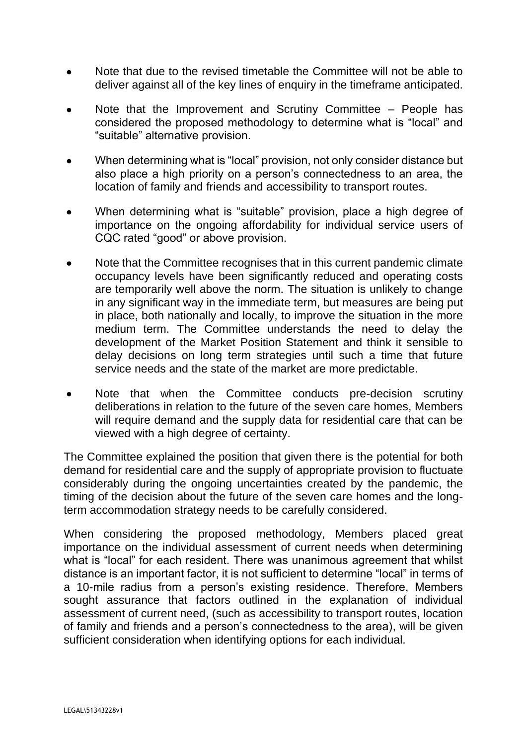- Note that due to the revised timetable the Committee will not be able to deliver against all of the key lines of enquiry in the timeframe anticipated.

- Note that the Improvement and Scrutiny Committee – People has considered the proposed methodology to determine what is "local" and "suitable" alternative provision.

- When determining what is "local" provision, not only consider distance but also place a high priority on a person's connectedness to an area, the location of family and friends and accessibility to transport routes.

- When determining what is "suitable" provision, place a high degree of importance on the ongoing affordability for individual service users of CQC rated "good" or above provision.

- Note that the Committee recognises that in this current pandemic climate occupancy levels have been significantly reduced and operating costs are temporarily well above the norm. The situation is unlikely to change in any significant way in the immediate term, but measures are being put in place, both nationally and locally, to improve the situation in the more medium term. The Committee understands the need to delay the development of the Market Position Statement and think it sensible to delay decisions on long term strategies until such a time that future service needs and the state of the market are more predictable.

- Note that when the Committee conducts pre-decision scrutiny deliberations in relation to the future of the seven care homes, Members will require demand and the supply data for residential care that can be viewed with a high degree of certainty.

The Committee explained the position that given there is the potential for both demand for residential care and the supply of appropriate provision to fluctuate considerably during the ongoing uncertainties created by the pandemic, the timing of the decision about the future of the seven care homes and the long-term accommodation strategy needs to be carefully considered.

When considering the proposed methodology, Members placed great importance on the individual assessment of current needs when determining what is "local" for each resident. There was unanimous agreement that whilst distance is an important factor, it is not sufficient to determine "local" in terms of a 10-mile radius from a person's existing residence. Therefore, Members sought assurance that factors outlined in the explanation of individual assessment of current need, (such as accessibility to transport routes, location of family and friends and a person's connectedness to the area), will be given sufficient consideration when identifying options for each individual.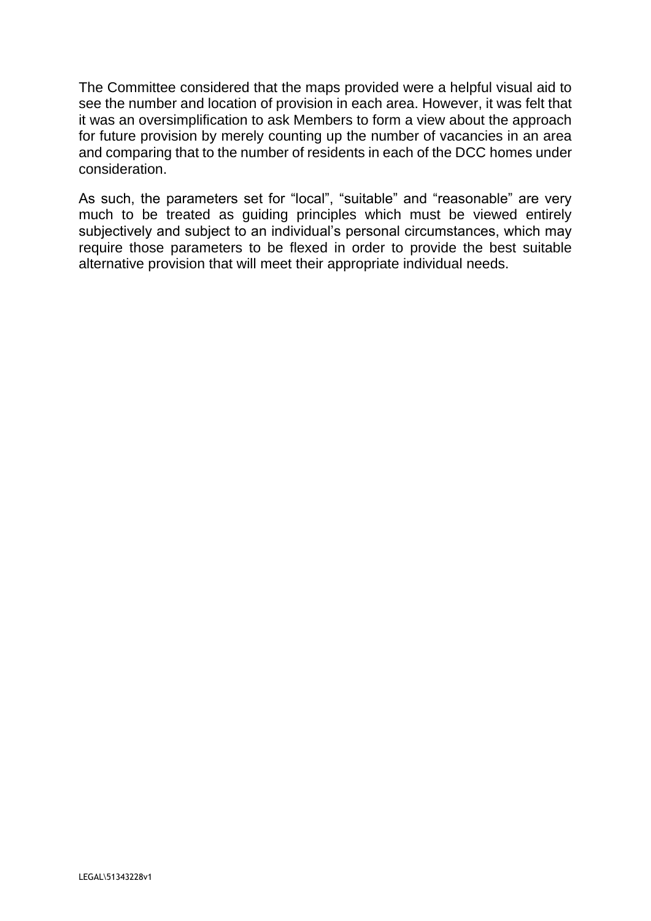The Committee considered that the maps provided were a helpful visual aid to see the number and location of provision in each area. However, it was felt that it was an oversimplification to ask Members to form a view about the approach for future provision by merely counting up the number of vacancies in an area and comparing that to the number of residents in each of the DCC homes under consideration.

As such, the parameters set for "local", "suitable" and "reasonable" are very much to be treated as guiding principles which must be viewed entirely subjectively and subject to an individual's personal circumstances, which may require those parameters to be flexed in order to provide the best suitable alternative provision that will meet their appropriate individual needs.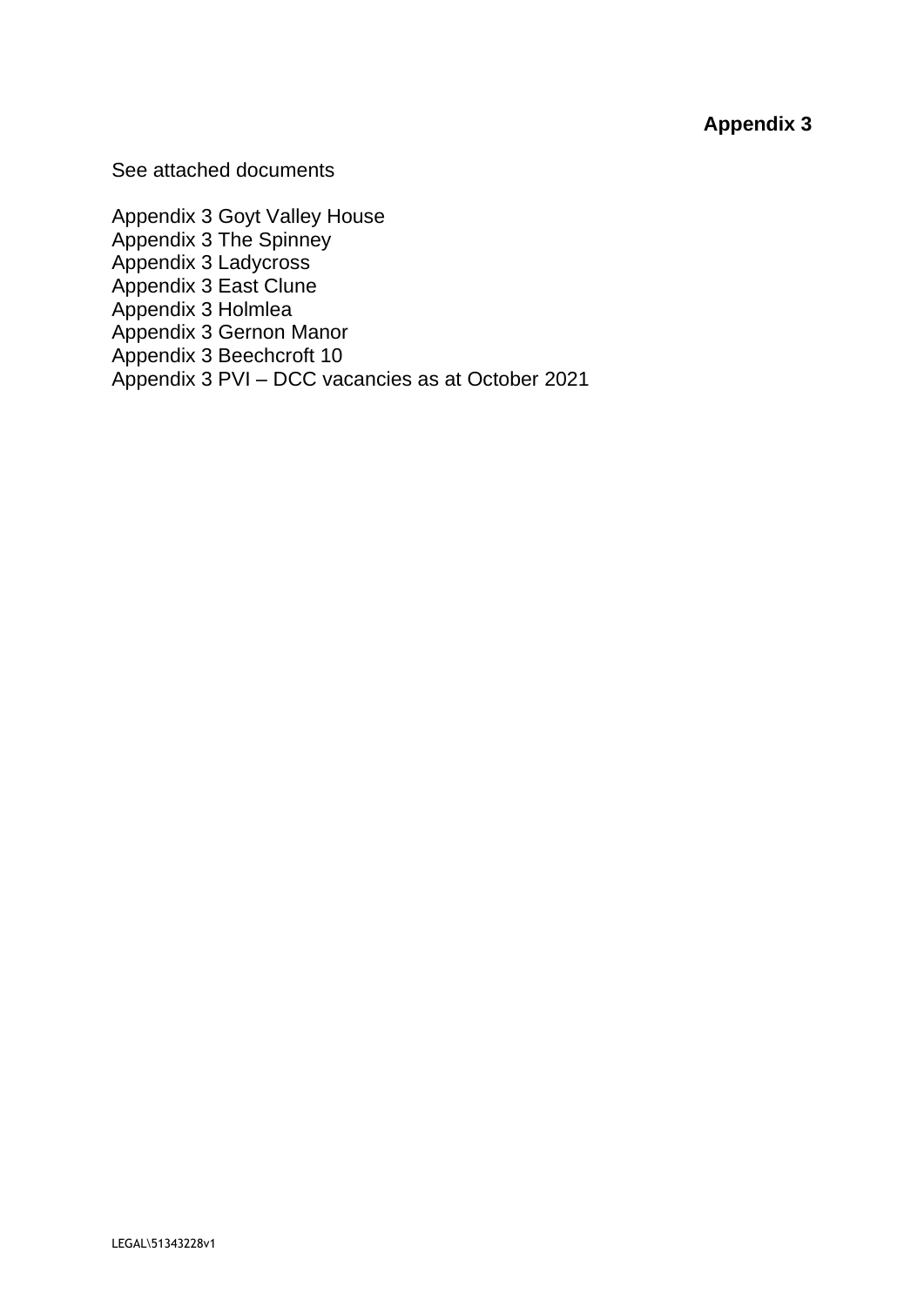**Appendix 3**

See attached documents

Appendix 3 Goyt Valley House
Appendix 3 The Spinney
Appendix 3 Ladycross
Appendix 3 East Clune
Appendix 3 Holmlea
Appendix 3 Gernon Manor
Appendix 3 Beechcroft 10
Appendix 3 PVI – DCC vacancies as at October 2021

LEGAL\51343228v1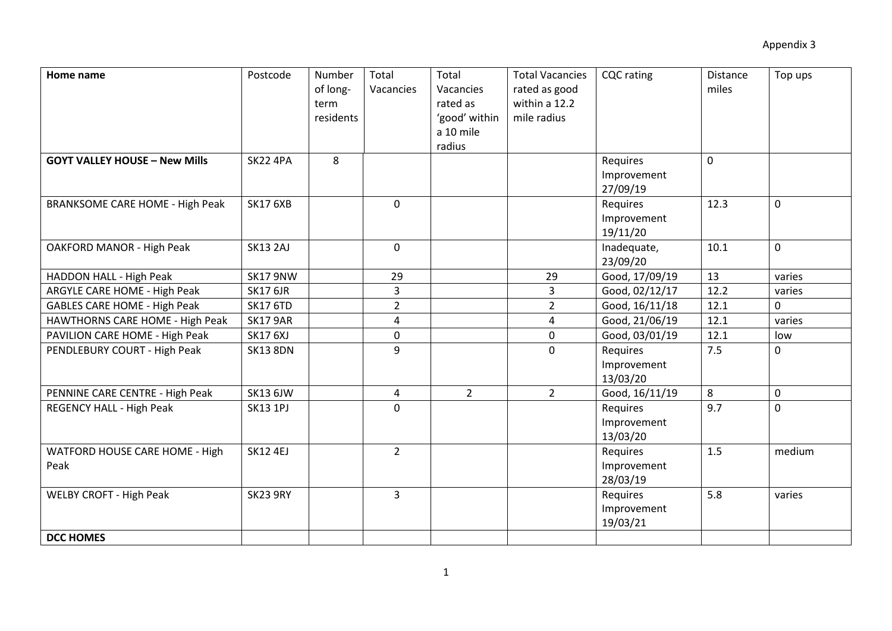Appendix 3

| Home name | Postcode | Number of long-term residents | Total Vacancies | Total Vacancies rated as 'good' within a 10 mile radius | Total Vacancies rated as good within a 12.2 mile radius | CQC rating | Distance miles | Top ups |
|---|---|---|---|---|---|---|---|---|
| **GOYT VALLEY HOUSE – New Mills** | SK22 4PA | 8 | | | | Requires Improvement 27/09/19 | 0 | |
| BRANKSOME CARE HOME - High Peak | SK17 6XB | | 0 | | | Requires Improvement 19/11/20 | 12.3 | 0 |
| OAKFORD MANOR - High Peak | SK13 2AJ | | 0 | | | Inadequate, 23/09/20 | 10.1 | 0 |
| HADDON HALL - High Peak | SK17 9NW | | 29 | | 29 | Good, 17/09/19 | 13 | varies |
| ARGYLE CARE HOME - High Peak | SK17 6JR | | 3 | | 3 | Good, 02/12/17 | 12.2 | varies |
| GABLES CARE HOME - High Peak | SK17 6TD | | 2 | | 2 | Good, 16/11/18 | 12.1 | 0 |
| HAWTHORNS CARE HOME - High Peak | SK17 9AR | | 4 | | 4 | Good, 21/06/19 | 12.1 | varies |
| PAVILION CARE HOME - High Peak | SK17 6XJ | | 0 | | 0 | Good, 03/01/19 | 12.1 | low |
| PENDLEBURY COURT - High Peak | SK13 8DN | | 9 | | 0 | Requires Improvement 13/03/20 | 7.5 | 0 |
| PENNINE CARE CENTRE - High Peak | SK13 6JW | | 4 | 2 | 2 | Good, 16/11/19 | 8 | 0 |
| REGENCY HALL - High Peak | SK13 1PJ | | 0 | | | Requires Improvement 13/03/20 | 9.7 | 0 |
| WATFORD HOUSE CARE HOME - High Peak | SK12 4EJ | | 2 | | | Requires Improvement 28/03/19 | 1.5 | medium |
| WELBY CROFT - High Peak | SK23 9RY | | 3 | | | Requires Improvement 19/03/21 | 5.8 | varies |
| **DCC HOMES** | | | | | | | | |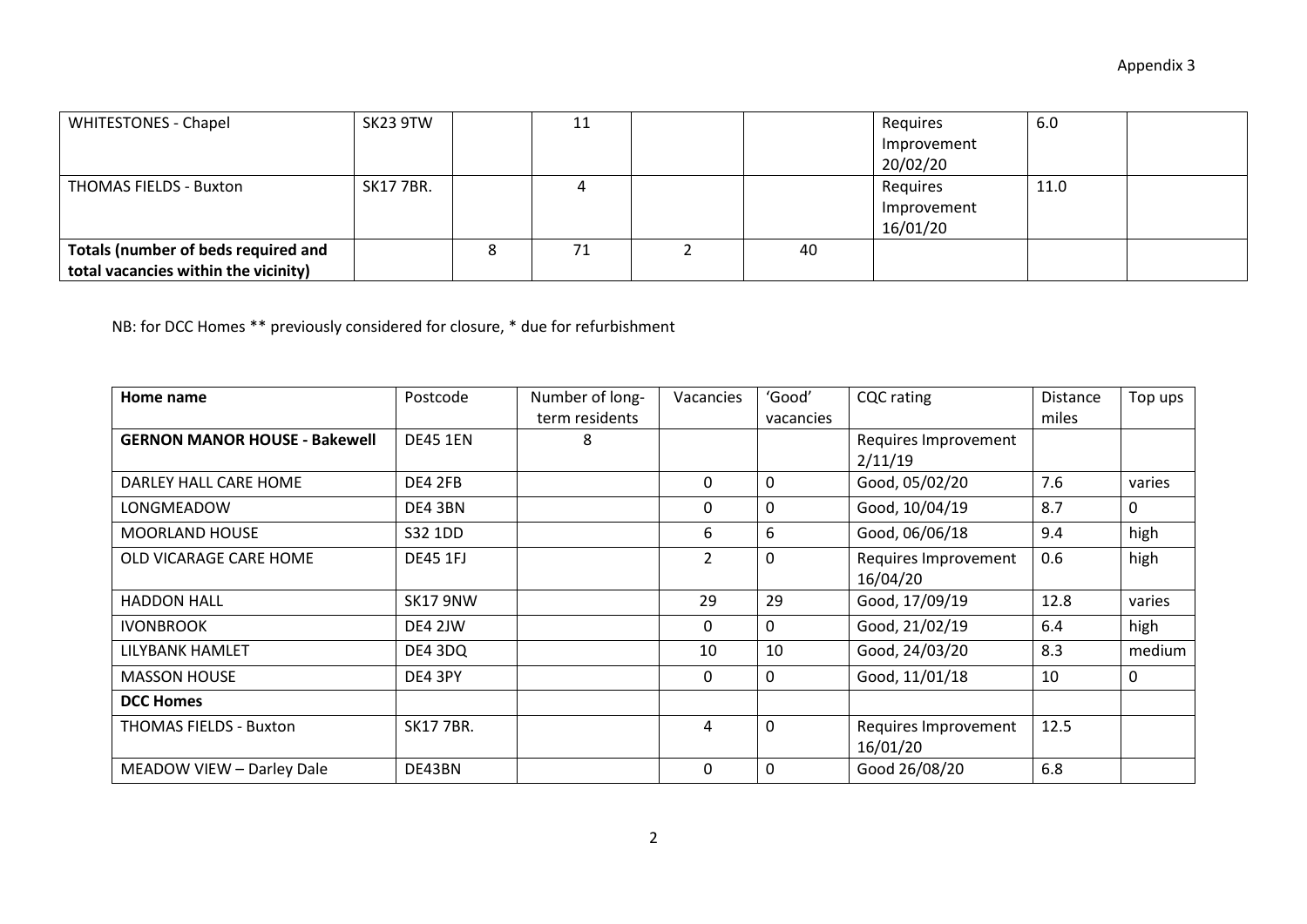| | | | | | | | | |
|---|---|---|---|---|---|---|---|---|
| WHITESTONES - Chapel | SK23 9TW | | 11 | | | Requires Improvement 20/02/20 | 6.0 | |
| THOMAS FIELDS - Buxton | SK17 7BR. | | 4 | | | Requires Improvement 16/01/20 | 11.0 | |
| **Totals (number of beds required and total vacancies within the vicinity)** | | 8 | 71 | 2 | 40 | | | |

NB: for DCC Homes ** previously considered for closure, * due for refurbishment

| **Home name** | Postcode | Number of long-term residents | Vacancies | 'Good' vacancies | CQC rating | Distance miles | Top ups |
|---|---|---|---|---|---|---|---|
| **GERNON MANOR HOUSE - Bakewell** | DE45 1EN | 8 | | | Requires Improvement 2/11/19 | | |
| DARLEY HALL CARE HOME | DE4 2FB | | 0 | 0 | Good, 05/02/20 | 7.6 | varies |
| LONGMEADOW | DE4 3BN | | 0 | 0 | Good, 10/04/19 | 8.7 | 0 |
| MOORLAND HOUSE | S32 1DD | | 6 | 6 | Good, 06/06/18 | 9.4 | high |
| OLD VICARAGE CARE HOME | DE45 1FJ | | 2 | 0 | Requires Improvement 16/04/20 | 0.6 | high |
| HADDON HALL | SK17 9NW | | 29 | 29 | Good, 17/09/19 | 12.8 | varies |
| IVONBROOK | DE4 2JW | | 0 | 0 | Good, 21/02/19 | 6.4 | high |
| LILYBANK HAMLET | DE4 3DQ | | 10 | 10 | Good, 24/03/20 | 8.3 | medium |
| MASSON HOUSE | DE4 3PY | | 0 | 0 | Good, 11/01/18 | 10 | 0 |
| **DCC Homes** | | | | | | | |
| THOMAS FIELDS - Buxton | SK17 7BR. | | 4 | 0 | Requires Improvement 16/01/20 | 12.5 | |
| MEADOW VIEW – Darley Dale | DE43BN | | 0 | 0 | Good 26/08/20 | 6.8 | |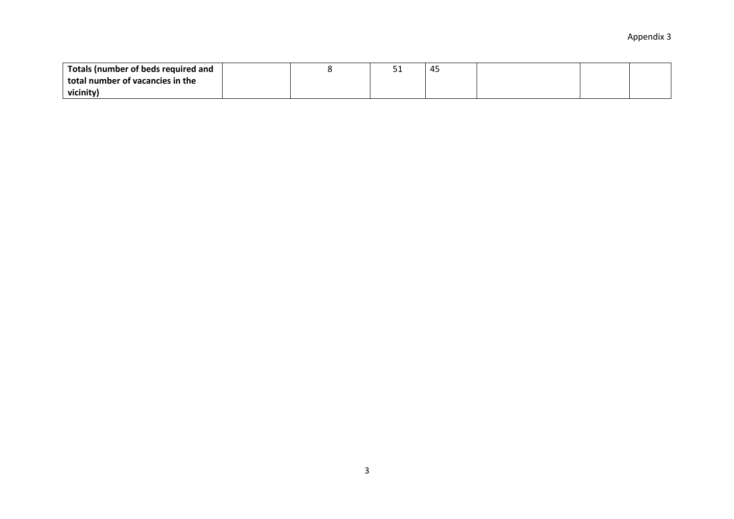| **Totals (number of beds required and total number of vacancies in the vicinity)** | | 8 | 51 | 45 | | | |
|---|---|---|---|---|---|---|---|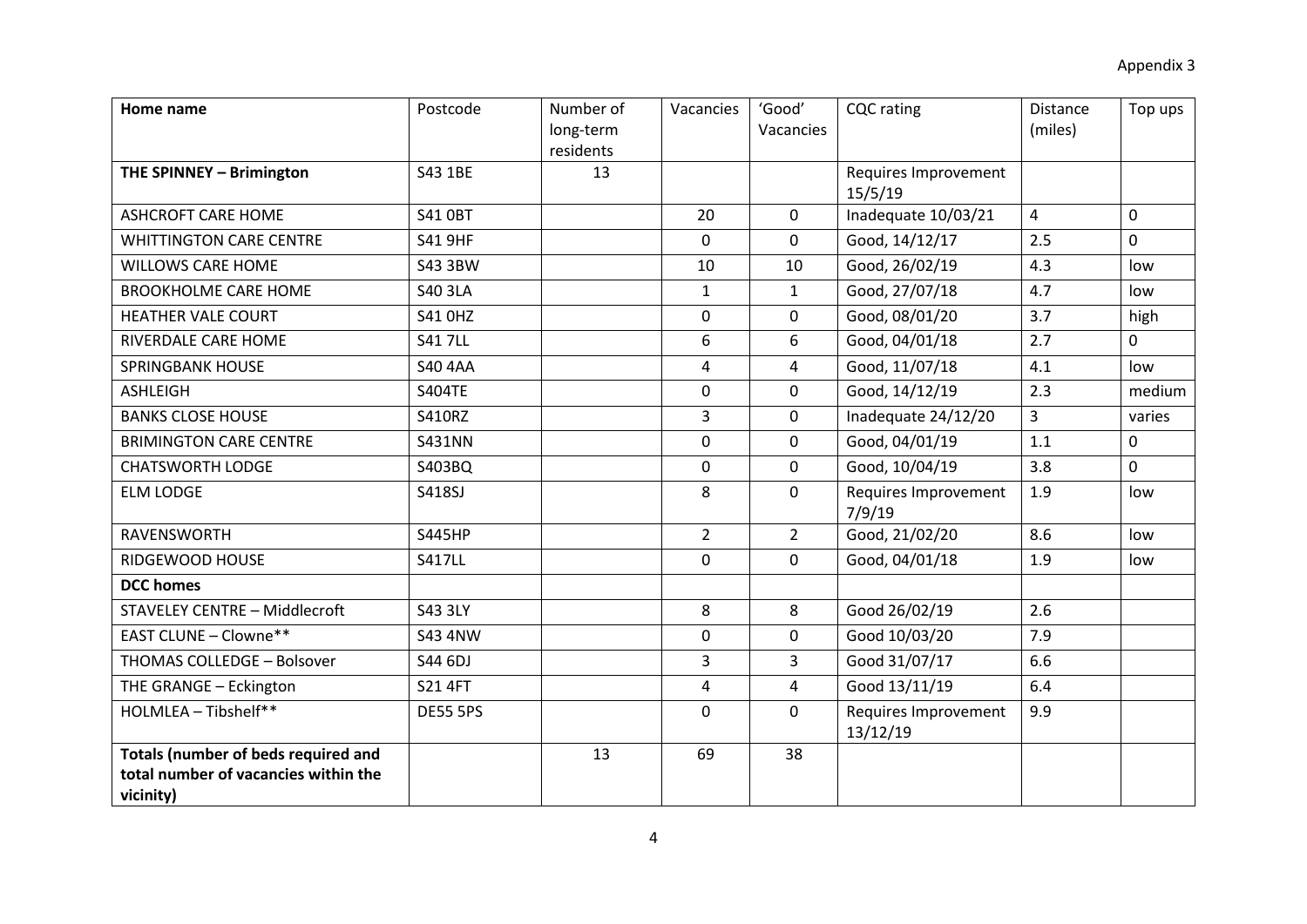Appendix 3

| **Home name** | Postcode | Number of long-term residents | Vacancies | 'Good' Vacancies | CQC rating | Distance (miles) | Top ups |
|---|---|---|---|---|---|---|---|
| **THE SPINNEY – Brimington** | S43 1BE | 13 | | | Requires Improvement 15/5/19 | | |
| ASHCROFT CARE HOME | S41 0BT | | 20 | 0 | Inadequate 10/03/21 | 4 | 0 |
| WHITTINGTON CARE CENTRE | S41 9HF | | 0 | 0 | Good, 14/12/17 | 2.5 | 0 |
| WILLOWS CARE HOME | S43 3BW | | 10 | 10 | Good, 26/02/19 | 4.3 | low |
| BROOKHOLME CARE HOME | S40 3LA | | 1 | 1 | Good, 27/07/18 | 4.7 | low |
| HEATHER VALE COURT | S41 0HZ | | 0 | 0 | Good, 08/01/20 | 3.7 | high |
| RIVERDALE CARE HOME | S41 7LL | | 6 | 6 | Good, 04/01/18 | 2.7 | 0 |
| SPRINGBANK HOUSE | S40 4AA | | 4 | 4 | Good, 11/07/18 | 4.1 | low |
| ASHLEIGH | S404TE | | 0 | 0 | Good, 14/12/19 | 2.3 | medium |
| BANKS CLOSE HOUSE | S410RZ | | 3 | 0 | Inadequate 24/12/20 | 3 | varies |
| BRIMINGTON CARE CENTRE | S431NN | | 0 | 0 | Good, 04/01/19 | 1.1 | 0 |
| CHATSWORTH LODGE | S403BQ | | 0 | 0 | Good, 10/04/19 | 3.8 | 0 |
| ELM LODGE | S418SJ | | 8 | 0 | Requires Improvement 7/9/19 | 1.9 | low |
| RAVENSWORTH | S445HP | | 2 | 2 | Good, 21/02/20 | 8.6 | low |
| RIDGEWOOD HOUSE | S417LL | | 0 | 0 | Good, 04/01/18 | 1.9 | low |
| **DCC homes** | | | | | | | |
| STAVELEY CENTRE – Middlecroft | S43 3LY | | 8 | 8 | Good 26/02/19 | 2.6 | |
| EAST CLUNE – Clowne** | S43 4NW | | 0 | 0 | Good 10/03/20 | 7.9 | |
| THOMAS COLLEDGE – Bolsover | S44 6DJ | | 3 | 3 | Good 31/07/17 | 6.6 | |
| THE GRANGE – Eckington | S21 4FT | | 4 | 4 | Good 13/11/19 | 6.4 | |
| HOLMLEA – Tibshelf** | DE55 5PS | | 0 | 0 | Requires Improvement 13/12/19 | 9.9 | |
| **Totals (number of beds required and total number of vacancies within the vicinity)** | | 13 | 69 | 38 | | | |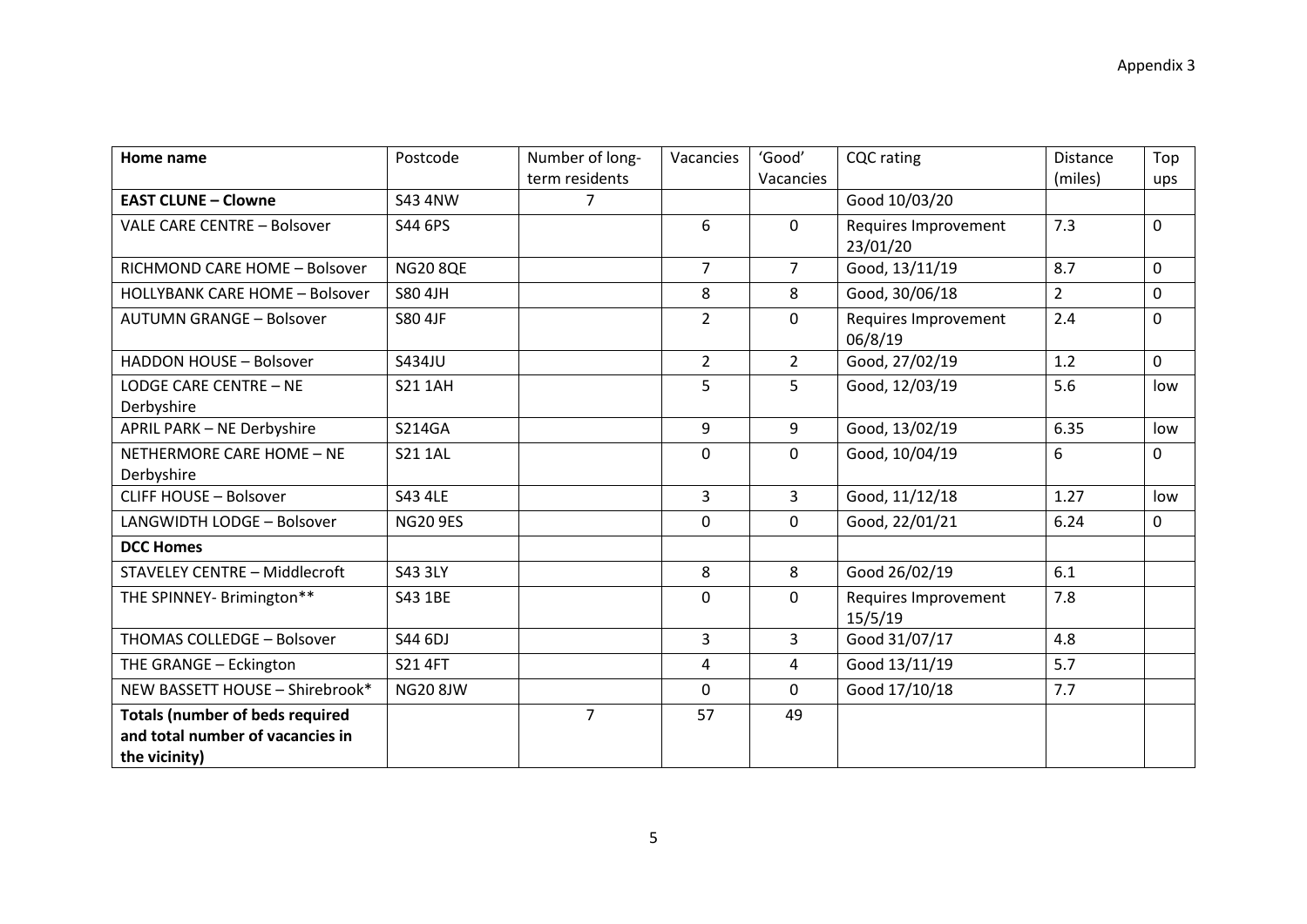Appendix 3

| Home name | Postcode | Number of long-term residents | Vacancies | 'Good' Vacancies | CQC rating | Distance (miles) | Top ups |
|---|---|---|---|---|---|---|---|
| **EAST CLUNE – Clowne** | S43 4NW | 7 | | | Good 10/03/20 | | |
| VALE CARE CENTRE – Bolsover | S44 6PS | | 6 | 0 | Requires Improvement 23/01/20 | 7.3 | 0 |
| RICHMOND CARE HOME – Bolsover | NG20 8QE | | 7 | 7 | Good, 13/11/19 | 8.7 | 0 |
| HOLLYBANK CARE HOME – Bolsover | S80 4JH | | 8 | 8 | Good, 30/06/18 | 2 | 0 |
| AUTUMN GRANGE – Bolsover | S80 4JF | | 2 | 0 | Requires Improvement 06/8/19 | 2.4 | 0 |
| HADDON HOUSE – Bolsover | S434JU | | 2 | 2 | Good, 27/02/19 | 1.2 | 0 |
| LODGE CARE CENTRE – NE Derbyshire | S21 1AH | | 5 | 5 | Good, 12/03/19 | 5.6 | low |
| APRIL PARK – NE Derbyshire | S214GA | | 9 | 9 | Good, 13/02/19 | 6.35 | low |
| NETHERMORE CARE HOME – NE Derbyshire | S21 1AL | | 0 | 0 | Good, 10/04/19 | 6 | 0 |
| CLIFF HOUSE – Bolsover | S43 4LE | | 3 | 3 | Good, 11/12/18 | 1.27 | low |
| LANGWIDTH LODGE – Bolsover | NG20 9ES | | 0 | 0 | Good, 22/01/21 | 6.24 | 0 |
| **DCC Homes** | | | | | | | |
| STAVELEY CENTRE – Middlecroft | S43 3LY | | 8 | 8 | Good 26/02/19 | 6.1 | |
| THE SPINNEY- Brimington** | S43 1BE | | 0 | 0 | Requires Improvement 15/5/19 | 7.8 | |
| THOMAS COLLEDGE – Bolsover | S44 6DJ | | 3 | 3 | Good 31/07/17 | 4.8 | |
| THE GRANGE – Eckington | S21 4FT | | 4 | 4 | Good 13/11/19 | 5.7 | |
| NEW BASSETT HOUSE – Shirebrook* | NG20 8JW | | 0 | 0 | Good 17/10/18 | 7.7 | |
| **Totals (number of beds required and total number of vacancies in the vicinity)** | | 7 | 57 | 49 | | | |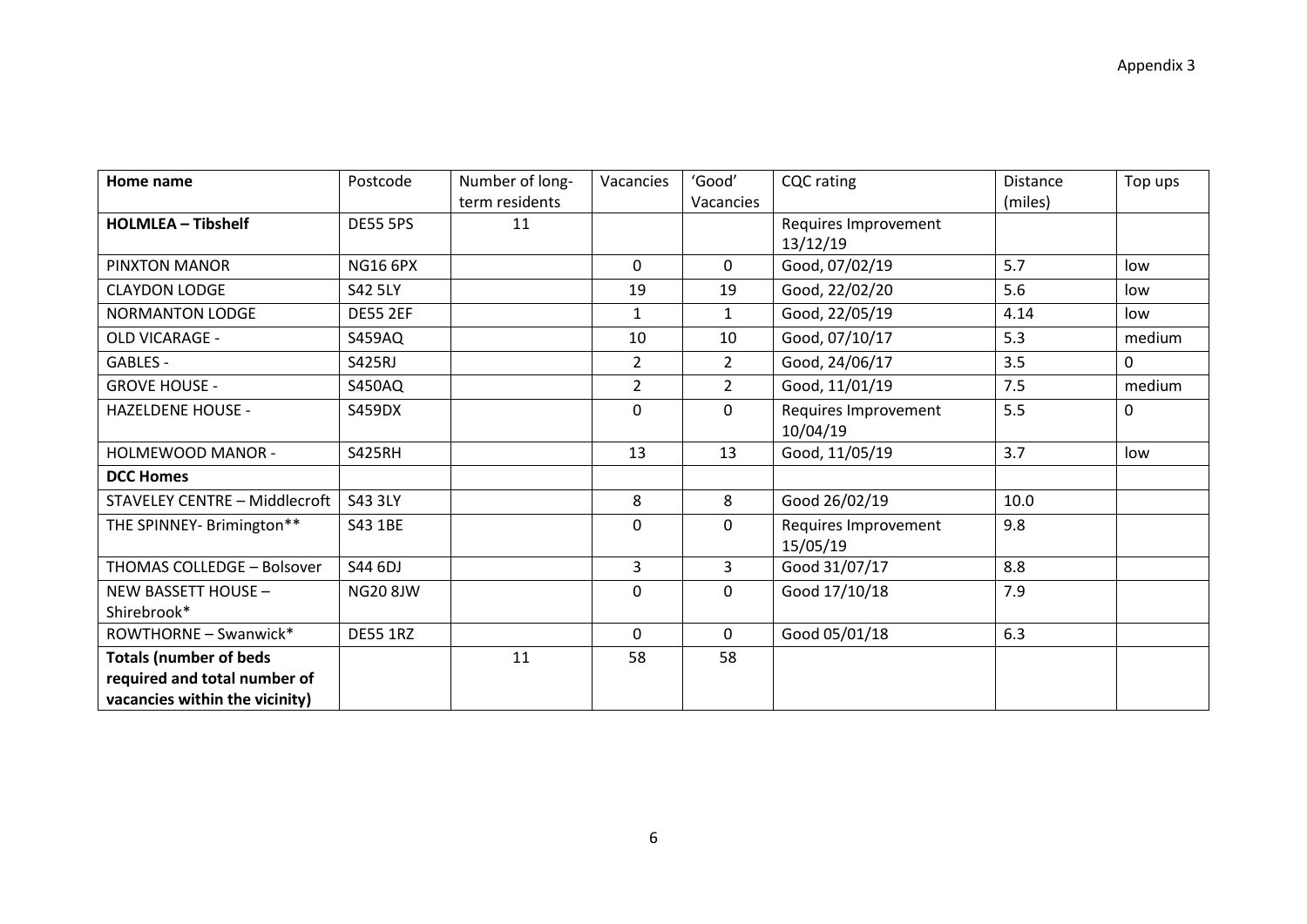Appendix 3

| **Home name** | Postcode | Number of long-term residents | Vacancies | 'Good' Vacancies | CQC rating | Distance (miles) | Top ups |
|---|---|---|---|---|---|---|---|
| **HOLMLEA – Tibshelf** | DE55 5PS | 11 | | | Requires Improvement 13/12/19 | | |
| PINXTON MANOR | NG16 6PX | | 0 | 0 | Good, 07/02/19 | 5.7 | low |
| CLAYDON LODGE | S42 5LY | | 19 | 19 | Good, 22/02/20 | 5.6 | low |
| NORMANTON LODGE | DE55 2EF | | 1 | 1 | Good, 22/05/19 | 4.14 | low |
| OLD VICARAGE - | S459AQ | | 10 | 10 | Good, 07/10/17 | 5.3 | medium |
| GABLES - | S425RJ | | 2 | 2 | Good, 24/06/17 | 3.5 | 0 |
| GROVE HOUSE - | S450AQ | | 2 | 2 | Good, 11/01/19 | 7.5 | medium |
| HAZELDENE HOUSE - | S459DX | | 0 | 0 | Requires Improvement 10/04/19 | 5.5 | 0 |
| HOLMEWOOD MANOR - | S425RH | | 13 | 13 | Good, 11/05/19 | 3.7 | low |
| **DCC Homes** | | | | | | | |
| STAVELEY CENTRE – Middlecroft | S43 3LY | | 8 | 8 | Good 26/02/19 | 10.0 | |
| THE SPINNEY- Brimington** | S43 1BE | | 0 | 0 | Requires Improvement 15/05/19 | 9.8 | |
| THOMAS COLLEDGE – Bolsover | S44 6DJ | | 3 | 3 | Good 31/07/17 | 8.8 | |
| NEW BASSETT HOUSE – Shirebrook* | NG20 8JW | | 0 | 0 | Good 17/10/18 | 7.9 | |
| ROWTHORNE – Swanwick* | DE55 1RZ | | 0 | 0 | Good 05/01/18 | 6.3 | |
| **Totals (number of beds required and total number of vacancies within the vicinity)** | | 11 | 58 | 58 | | | |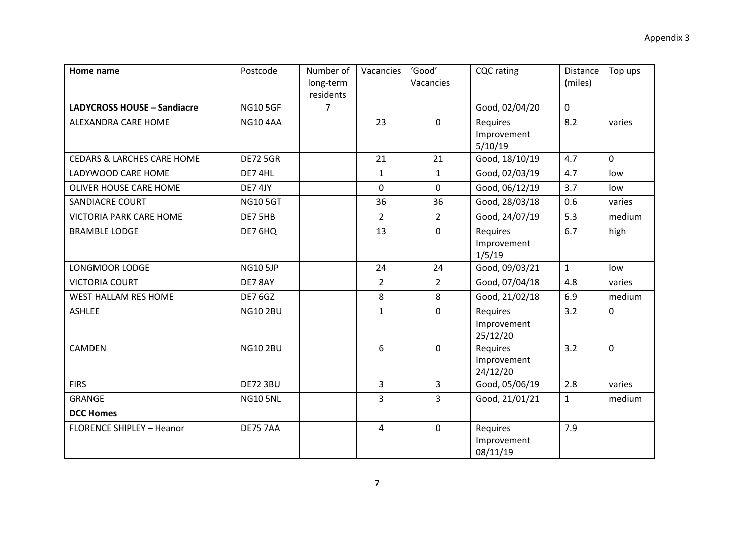Appendix 3

| Home name | Postcode | Number of long-term residents | Vacancies | 'Good' Vacancies | CQC rating | Distance (miles) | Top ups |
|---|---|---|---|---|---|---|---|
| **LADYCROSS HOUSE – Sandiacre** | NG10 5GF | 7 | | | Good, 02/04/20 | 0 | |
| ALEXANDRA CARE HOME | NG10 4AA | | 23 | 0 | Requires Improvement 5/10/19 | 8.2 | varies |
| CEDARS & LARCHES CARE HOME | DE72 5GR | | 21 | 21 | Good, 18/10/19 | 4.7 | 0 |
| LADYWOOD CARE HOME | DE7 4HL | | 1 | 1 | Good, 02/03/19 | 4.7 | low |
| OLIVER HOUSE CARE HOME | DE7 4JY | | 0 | 0 | Good, 06/12/19 | 3.7 | low |
| SANDIACRE COURT | NG10 5GT | | 36 | 36 | Good, 28/03/18 | 0.6 | varies |
| VICTORIA PARK CARE HOME | DE7 5HB | | 2 | 2 | Good, 24/07/19 | 5.3 | medium |
| BRAMBLE LODGE | DE7 6HQ | | 13 | 0 | Requires Improvement 1/5/19 | 6.7 | high |
| LONGMOOR LODGE | NG10 5JP | | 24 | 24 | Good, 09/03/21 | 1 | low |
| VICTORIA COURT | DE7 8AY | | 2 | 2 | Good, 07/04/18 | 4.8 | varies |
| WEST HALLAM RES HOME | DE7 6GZ | | 8 | 8 | Good, 21/02/18 | 6.9 | medium |
| ASHLEE | NG10 2BU | | 1 | 0 | Requires Improvement 25/12/20 | 3.2 | 0 |
| CAMDEN | NG10 2BU | | 6 | 0 | Requires Improvement 24/12/20 | 3.2 | 0 |
| FIRS | DE72 3BU | | 3 | 3 | Good, 05/06/19 | 2.8 | varies |
| GRANGE | NG10 5NL | | 3 | 3 | Good, 21/01/21 | 1 | medium |
| **DCC Homes** | | | | | | | |
| FLORENCE SHIPLEY – Heanor | DE75 7AA | | 4 | 0 | Requires Improvement 08/11/19 | 7.9 | |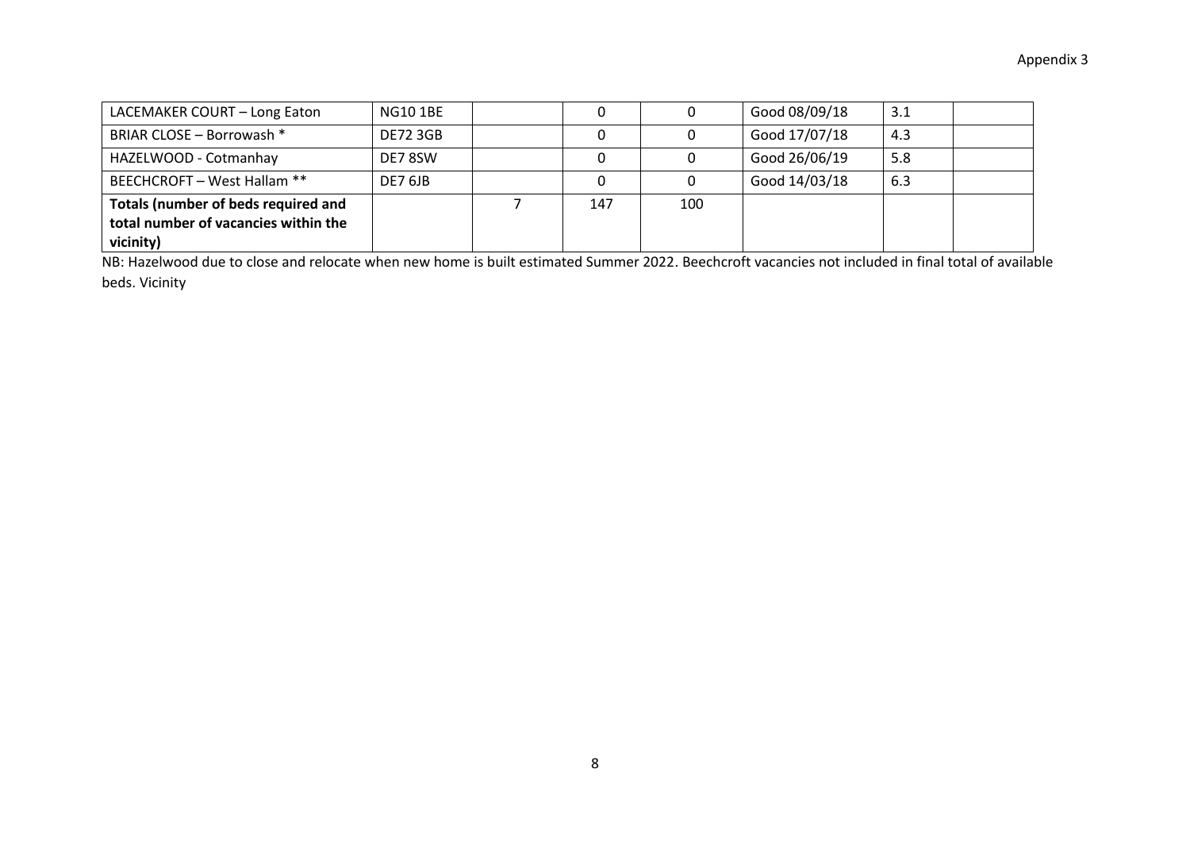| | | | | | | | |
|---|---|---|---|---|---|---|---|
| LACEMAKER COURT – Long Eaton | NG10 1BE | | 0 | 0 | Good 08/09/18 | 3.1 | |
| BRIAR CLOSE – Borrowash * | DE72 3GB | | 0 | 0 | Good 17/07/18 | 4.3 | |
| HAZELWOOD - Cotmanhay | DE7 8SW | | 0 | 0 | Good 26/06/19 | 5.8 | |
| BEECHCROFT – West Hallam ** | DE7 6JB | | 0 | 0 | Good 14/03/18 | 6.3 | |
| **Totals (number of beds required and total number of vacancies within the vicinity)** | | 7 | 147 | 100 | | | |

NB: Hazelwood due to close and relocate when new home is built estimated Summer 2022. Beechcroft vacancies not included in final total of available beds. Vicinity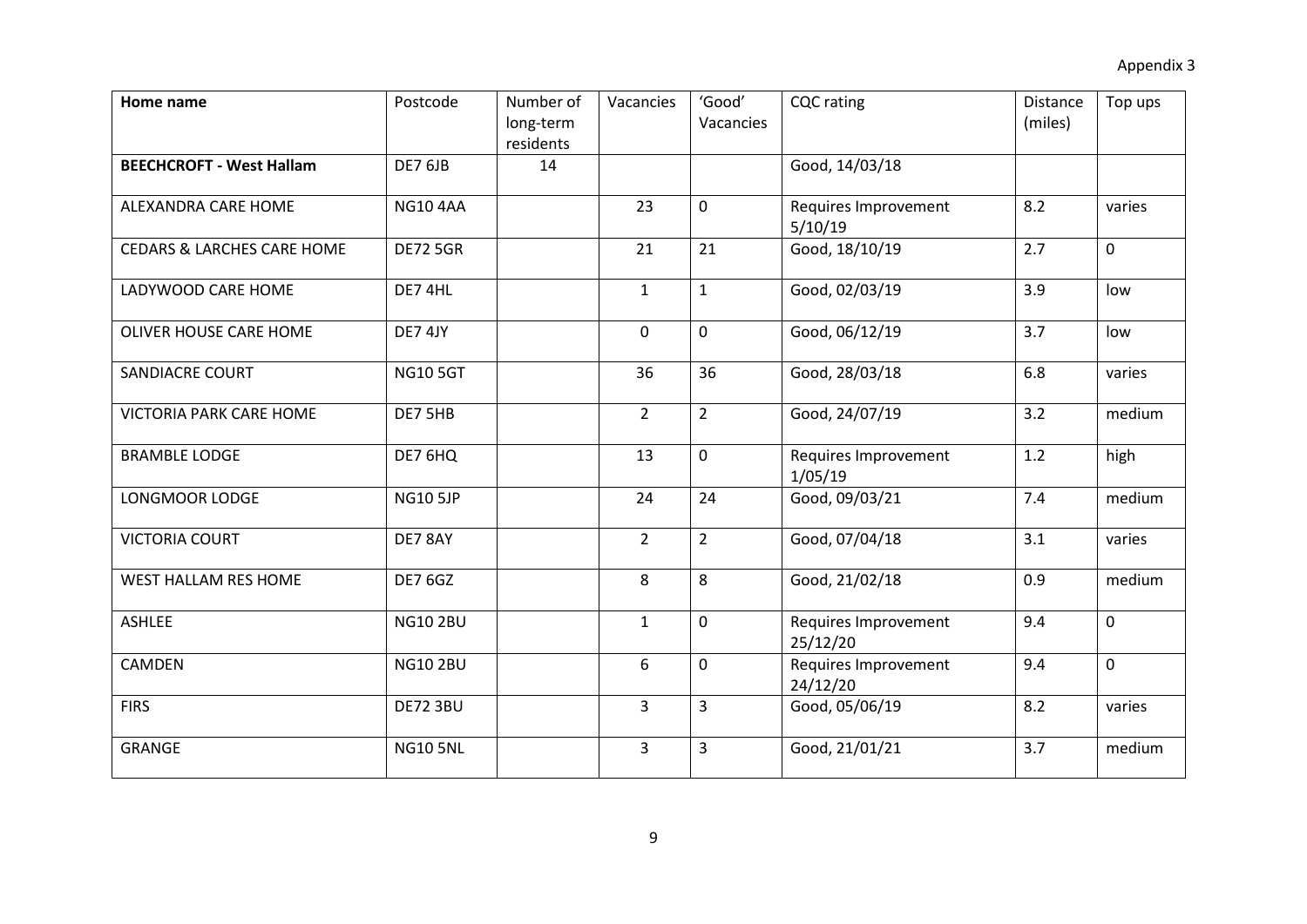Appendix 3

| **Home name** | Postcode | Number of long-term residents | Vacancies | 'Good' Vacancies | CQC rating | Distance (miles) | Top ups |
|---|---|---|---|---|---|---|---|
| **BEECHCROFT - West Hallam** | DE7 6JB | 14 | | | Good, 14/03/18 | | |
| ALEXANDRA CARE HOME | NG10 4AA | | 23 | 0 | Requires Improvement 5/10/19 | 8.2 | varies |
| CEDARS & LARCHES CARE HOME | DE72 5GR | | 21 | 21 | Good, 18/10/19 | 2.7 | 0 |
| LADYWOOD CARE HOME | DE7 4HL | | 1 | 1 | Good, 02/03/19 | 3.9 | low |
| OLIVER HOUSE CARE HOME | DE7 4JY | | 0 | 0 | Good, 06/12/19 | 3.7 | low |
| SANDIACRE COURT | NG10 5GT | | 36 | 36 | Good, 28/03/18 | 6.8 | varies |
| VICTORIA PARK CARE HOME | DE7 5HB | | 2 | 2 | Good, 24/07/19 | 3.2 | medium |
| BRAMBLE LODGE | DE7 6HQ | | 13 | 0 | Requires Improvement 1/05/19 | 1.2 | high |
| LONGMOOR LODGE | NG10 5JP | | 24 | 24 | Good, 09/03/21 | 7.4 | medium |
| VICTORIA COURT | DE7 8AY | | 2 | 2 | Good, 07/04/18 | 3.1 | varies |
| WEST HALLAM RES HOME | DE7 6GZ | | 8 | 8 | Good, 21/02/18 | 0.9 | medium |
| ASHLEE | NG10 2BU | | 1 | 0 | Requires Improvement 25/12/20 | 9.4 | 0 |
| CAMDEN | NG10 2BU | | 6 | 0 | Requires Improvement 24/12/20 | 9.4 | 0 |
| FIRS | DE72 3BU | | 3 | 3 | Good, 05/06/19 | 8.2 | varies |
| GRANGE | NG10 5NL | | 3 | 3 | Good, 21/01/21 | 3.7 | medium |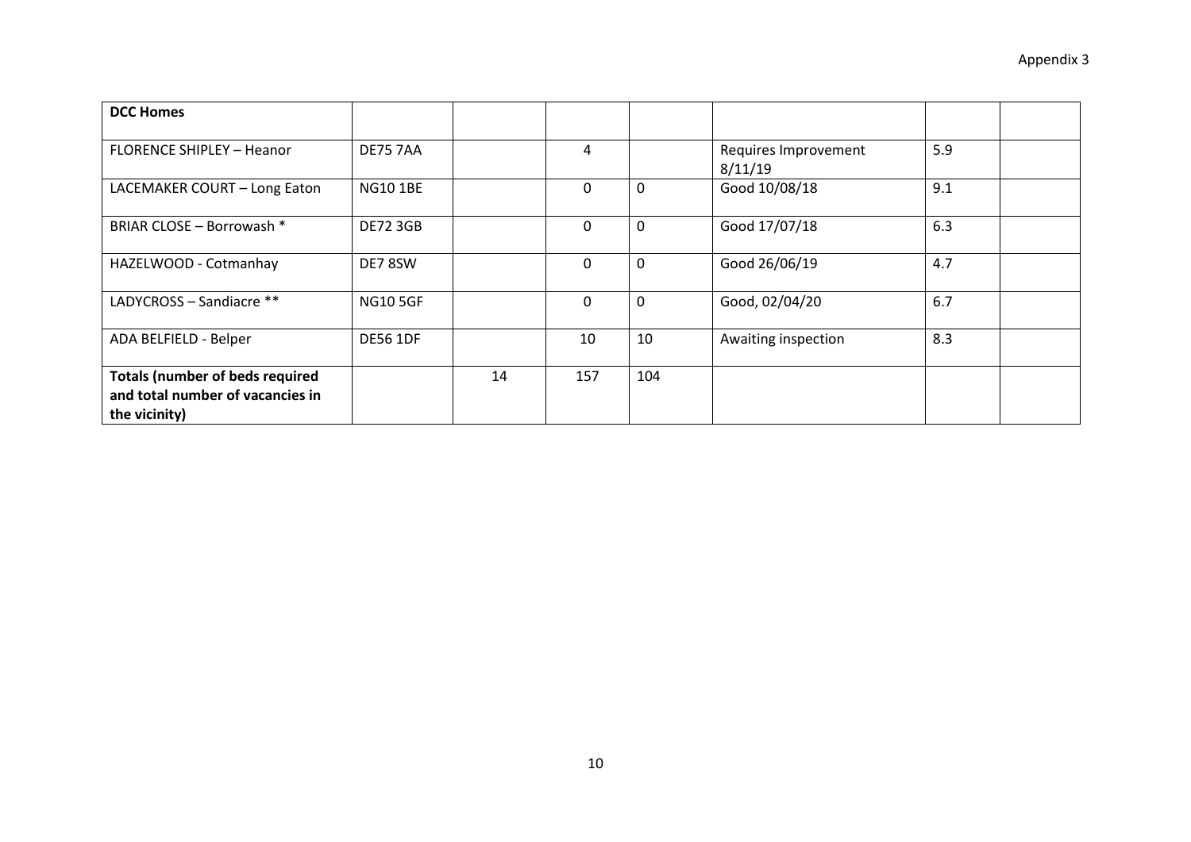Appendix 3

| DCC Homes | | | | | | | |
|---|---|---|---|---|---|---|---|
| FLORENCE SHIPLEY – Heanor | DE75 7AA | | 4 | | Requires Improvement 8/11/19 | 5.9 | |
| LACEMAKER COURT – Long Eaton | NG10 1BE | | 0 | 0 | Good 10/08/18 | 9.1 | |
| BRIAR CLOSE – Borrowash * | DE72 3GB | | 0 | 0 | Good 17/07/18 | 6.3 | |
| HAZELWOOD - Cotmanhay | DE7 8SW | | 0 | 0 | Good 26/06/19 | 4.7 | |
| LADYCROSS – Sandiacre ** | NG10 5GF | | 0 | 0 | Good, 02/04/20 | 6.7 | |
| ADA BELFIELD - Belper | DE56 1DF | | 10 | 10 | Awaiting inspection | 8.3 | |
| **Totals (number of beds required and total number of vacancies in the vicinity)** | | 14 | 157 | 104 | | | |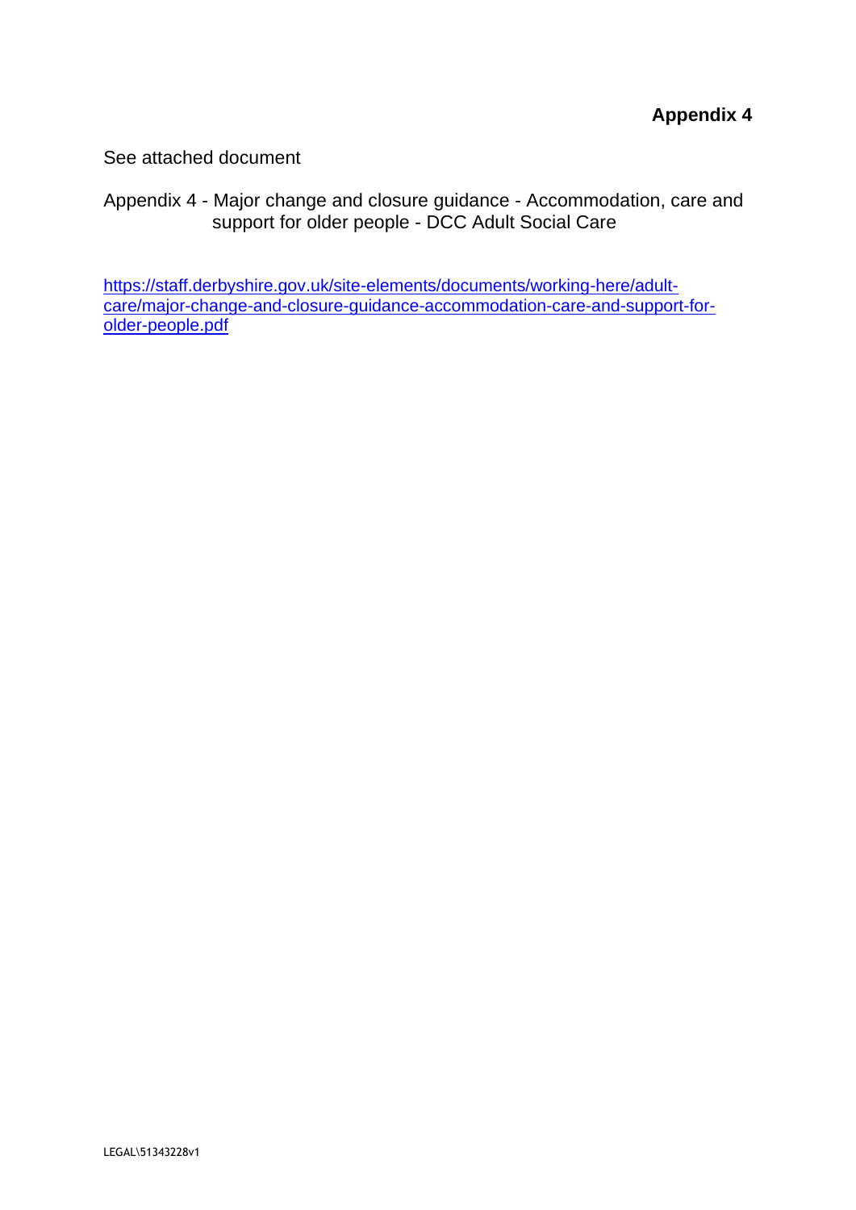**Appendix 4**

See attached document

Appendix 4 - Major change and closure guidance - Accommodation, care and support for older people - DCC Adult Social Care

https://staff.derbyshire.gov.uk/site-elements/documents/working-here/adult-care/major-change-and-closure-guidance-accommodation-care-and-support-for-older-people.pdf

LEGAL\51343228v1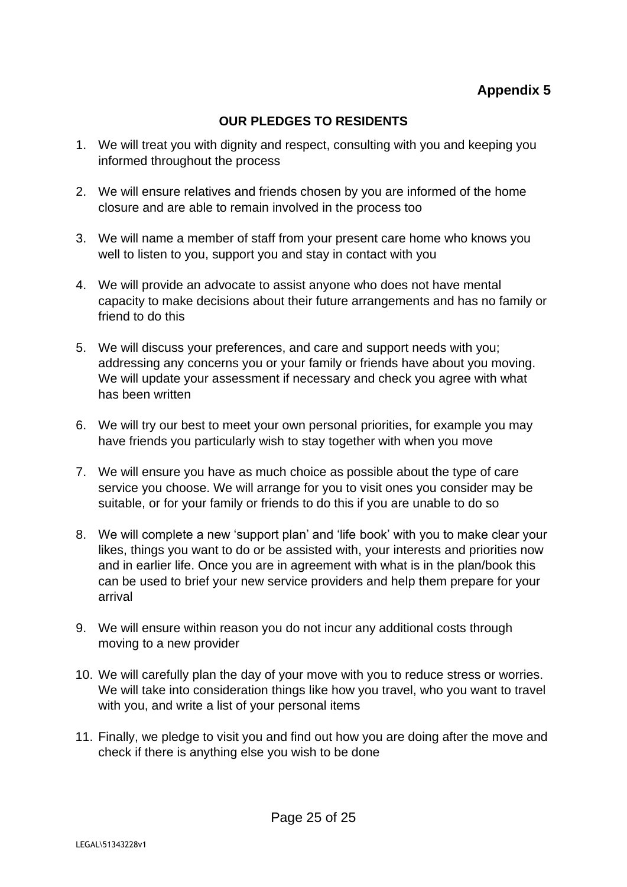**Appendix 5**

## OUR PLEDGES TO RESIDENTS

1. We will treat you with dignity and respect, consulting with you and keeping you informed throughout the process

2. We will ensure relatives and friends chosen by you are informed of the home closure and are able to remain involved in the process too

3. We will name a member of staff from your present care home who knows you well to listen to you, support you and stay in contact with you

4. We will provide an advocate to assist anyone who does not have mental capacity to make decisions about their future arrangements and has no family or friend to do this

5. We will discuss your preferences, and care and support needs with you; addressing any concerns you or your family or friends have about you moving. We will update your assessment if necessary and check you agree with what has been written

6. We will try our best to meet your own personal priorities, for example you may have friends you particularly wish to stay together with when you move

7. We will ensure you have as much choice as possible about the type of care service you choose. We will arrange for you to visit ones you consider may be suitable, or for your family or friends to do this if you are unable to do so

8. We will complete a new 'support plan' and 'life book' with you to make clear your likes, things you want to do or be assisted with, your interests and priorities now and in earlier life. Once you are in agreement with what is in the plan/book this can be used to brief your new service providers and help them prepare for your arrival

9. We will ensure within reason you do not incur any additional costs through moving to a new provider

10. We will carefully plan the day of your move with you to reduce stress or worries. We will take into consideration things like how you travel, who you want to travel with you, and write a list of your personal items

11. Finally, we pledge to visit you and find out how you are doing after the move and check if there is anything else you wish to be done

LEGAL\51343228v1